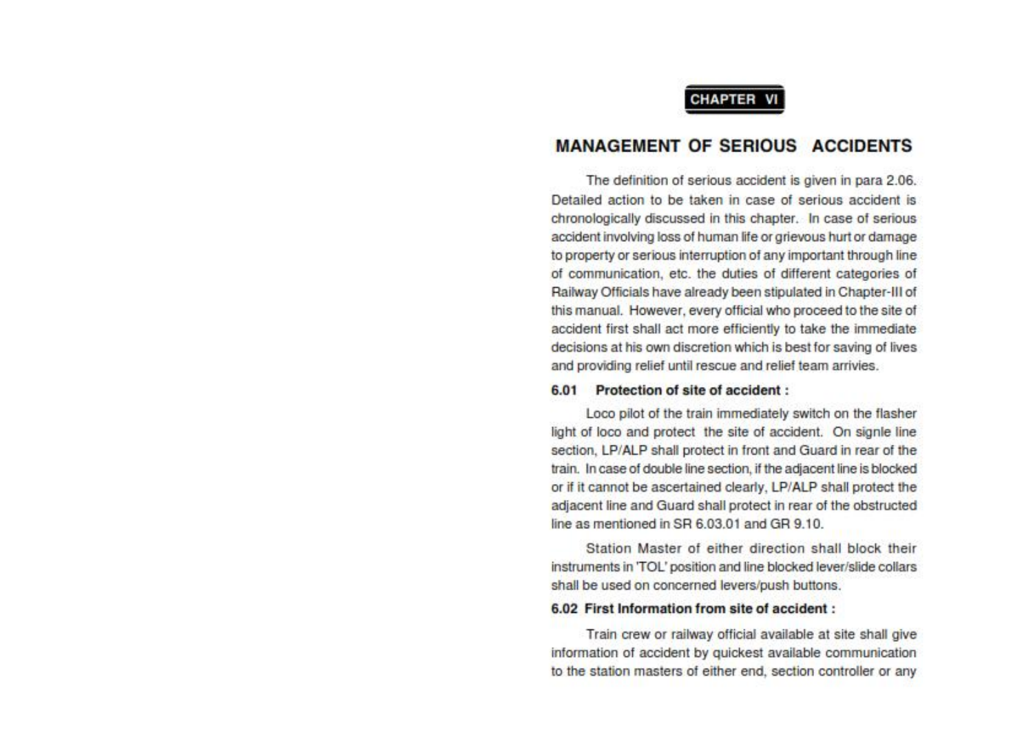**CHAPTER VI**

# MANAGEMENT OF SERIOUS ACCIDENTS

The definition of serious accident is given in para 2.06. Detailed action to be taken in case of serious accident is chronologically discussed in this chapter. In case of serious accident involving loss of human life or grievous hurt or damage to property or serious interruption of any important through line of communication, etc. the duties of different categories of Railway Officials have already been stipulated in Chapter-III of this manual. However, every official who proceed to the site of accident first shall act more efficiently to take the immediate decisions at his own discretion which is best for saving of lives and providing relief until rescue and relief team arrivies.

## 6.01 Protection of site of accident :

Loco pilot of the train immediately switch on the flasher light of loco and protect the site of accident. On signle line section, LP/ALP shall protect in front and Guard in rear of the train. In case of double line section, if the adjacent line is blocked or if it cannot be ascertained clearly, LP/ALP shall protect the adjacent line and Guard shall protect in rear of the obstructed line as mentioned in SR 6.03.01 and GR 9.10.

Station Master of either direction shall block their instruments in 'TOL' position and line blocked lever/slide collars shall be used on concerned levers/push buttons.

## 6.02 First Information from site of accident :

Train crew or railway official available at site shall give information of accident by quickest available communication to the station masters of either end, section controller or any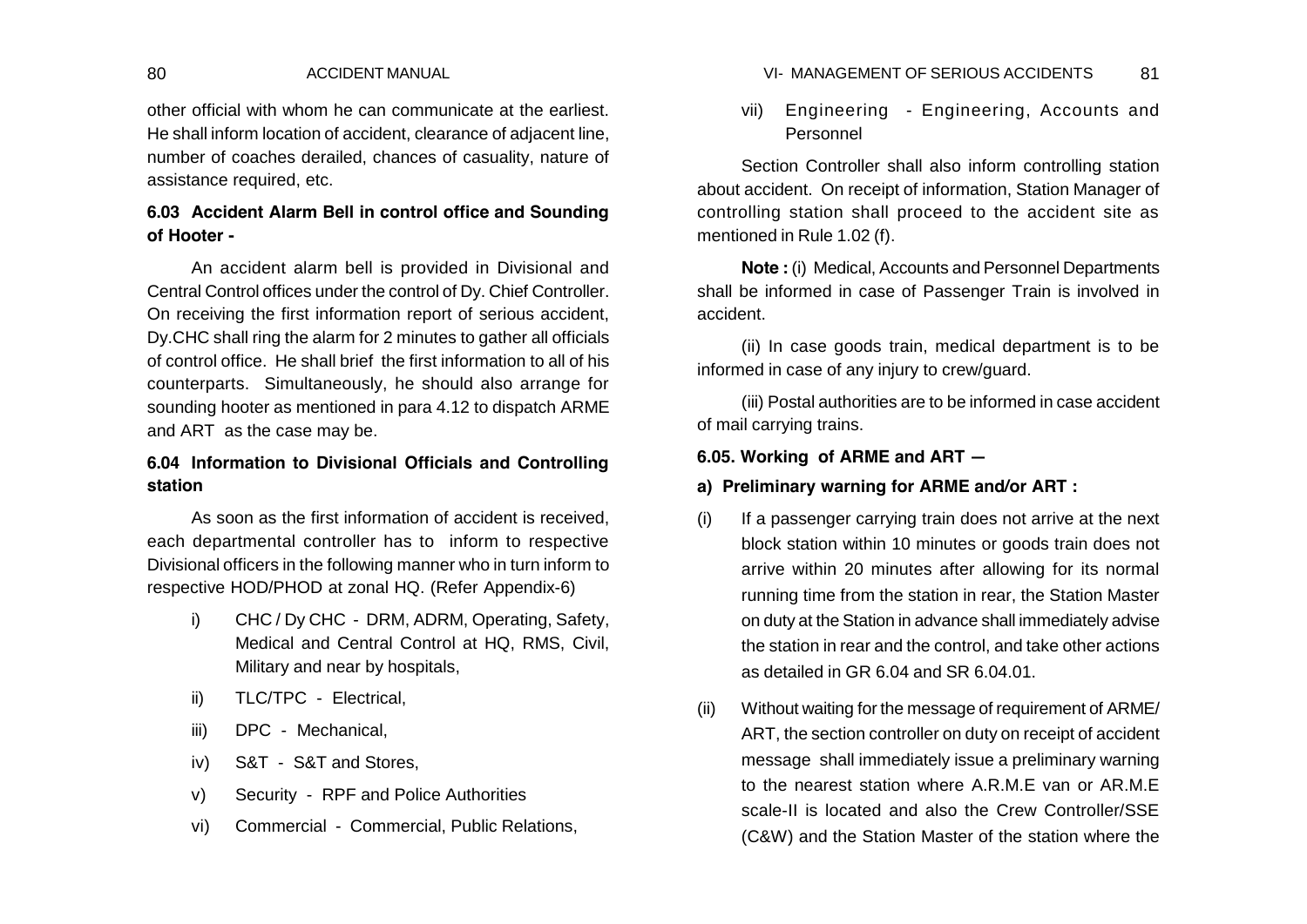other official with whom he can communicate at the earliest. He shall inform location of accident, clearance of adjacent line, number of coaches derailed, chances of casuality, nature of assistance required, etc.

### 6.03 Accident Alarm Bell in control office and Sounding of Hooter -

An accident alarm bell is provided in Divisional and Central Control offices under the control of Dy. Chief Controller. On receiving the first information report of serious accident, Dy.CHC shall ring the alarm for 2 minutes to gather all officials of control office. He shall brief the first information to all of his counterparts. Simultaneously, he should also arrange for sounding hooter as mentioned in para 4.12 to dispatch ARME and ART as the case may be.

### 6.04 Information to Divisional Officials and Controlling station

As soon as the first information of accident is received, each departmental controller has to inform to respective Divisional officers in the following manner who in turn inform to respective HOD/PHOD at zonal HQ. (Refer Appendix-6)

- i) CHC / Dy CHC - DRM, ADRM, Operating, Safety, Medical and Central Control at HQ, RMS, Civil, Military and near by hospitals,
- ii) TLC/TPC - Electrical,
- iii) DPC - Mechanical,
- iv) S&T - S&T and Stores,
- v) Security - RPF and Police Authorities
- vi) Commercial - Commercial, Public Relations,
- vii) Engineering - Engineering, Accounts and Personnel

Section Controller shall also inform controlling station about accident. On receipt of information, Station Manager of controlling station shall proceed to the accident site as mentioned in Rule 1.02 (f).

**Note :** (i) Medical, Accounts and Personnel Departments shall be informed in case of Passenger Train is involved in accident.

(ii) In case goods train, medical department is to be informed in case of any injury to crew/guard.

(iii) Postal authorities are to be informed in case accident of mail carrying trains.

### 6.05. Working of ARME and ART —

**a) Preliminary warning for ARME and/or ART :**

- (i) If a passenger carrying train does not arrive at the next block station within 10 minutes or goods train does not arrive within 20 minutes after allowing for its normal running time from the station in rear, the Station Master on duty at the Station in advance shall immediately advise the station in rear and the control, and take other actions as detailed in GR 6.04 and SR 6.04.01.
- (ii) Without waiting for the message of requirement of ARME/ ART, the section controller on duty on receipt of accident message shall immediately issue a preliminary warning to the nearest station where A.R.M.E van or AR.M.E scale-II is located and also the Crew Controller/SSE (C&W) and the Station Master of the station where the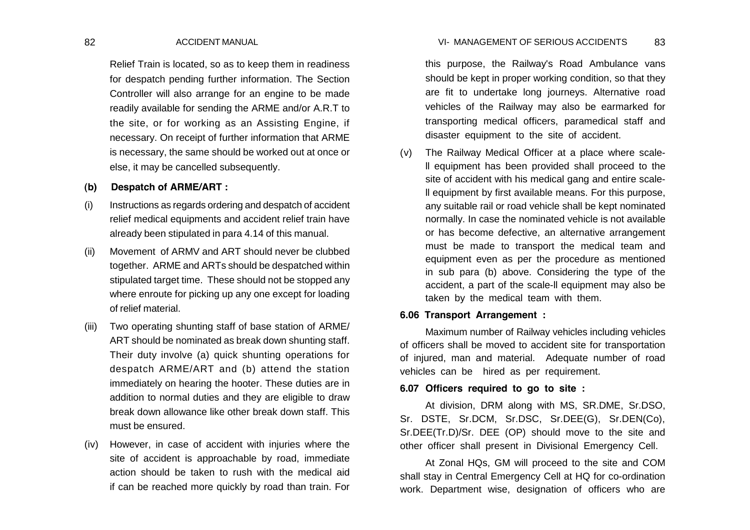Relief Train is located, so as to keep them in readiness for despatch pending further information. The Section Controller will also arrange for an engine to be made readily available for sending the ARME and/or A.R.T to the site, or for working as an Assisting Engine, if necessary. On receipt of further information that ARME is necessary, the same should be worked out at once or else, it may be cancelled subsequently.

**(b) Despatch of ARME/ART :**

(i) Instructions as regards ordering and despatch of accident relief medical equipments and accident relief train have already been stipulated in para 4.14 of this manual.

(ii) Movement of ARMV and ART should never be clubbed together. ARME and ARTs should be despatched within stipulated target time. These should not be stopped any where enroute for picking up any one except for loading of relief material.

(iii) Two operating shunting staff of base station of ARME/ ART should be nominated as break down shunting staff. Their duty involve (a) quick shunting operations for despatch ARME/ART and (b) attend the station immediately on hearing the hooter. These duties are in addition to normal duties and they are eligible to draw break down allowance like other break down staff. This must be ensured.

(iv) However, in case of accident with injuries where the site of accident is approachable by road, immediate action should be taken to rush with the medical aid if can be reached more quickly by road than train. For this purpose, the Railway's Road Ambulance vans should be kept in proper working condition, so that they are fit to undertake long journeys. Alternative road vehicles of the Railway may also be earmarked for transporting medical officers, paramedical staff and disaster equipment to the site of accident.

(v) The Railway Medical Officer at a place where scale-ll equipment has been provided shall proceed to the site of accident with his medical gang and entire scale-ll equipment by first available means. For this purpose, any suitable rail or road vehicle shall be kept nominated normally. In case the nominated vehicle is not available or has become defective, an alternative arrangement must be made to transport the medical team and equipment even as per the procedure as mentioned in sub para (b) above. Considering the type of the accident, a part of the scale-ll equipment may also be taken by the medical team with them.

**6.06 Transport Arrangement :**

Maximum number of Railway vehicles including vehicles of officers shall be moved to accident site for transportation of injured, man and material. Adequate number of road vehicles can be hired as per requirement.

**6.07 Officers required to go to site :**

At division, DRM along with MS, SR.DME, Sr.DSO, Sr. DSTE, Sr.DCM, Sr.DSC, Sr.DEE(G), Sr.DEN(Co), Sr.DEE(Tr.D)/Sr. DEE (OP) should move to the site and other officer shall present in Divisional Emergency Cell.

At Zonal HQs, GM will proceed to the site and COM shall stay in Central Emergency Cell at HQ for co-ordination work. Department wise, designation of officers who are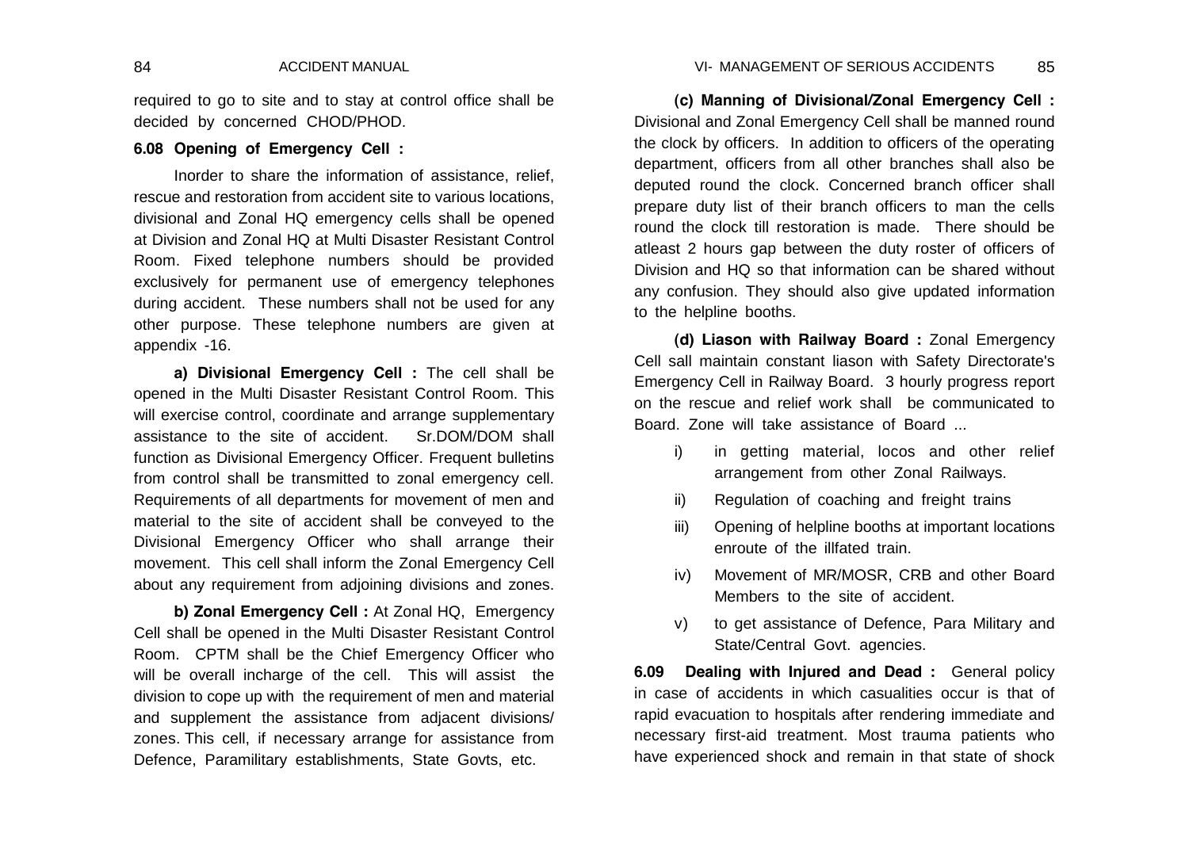required to go to site and to stay at control office shall be decided by concerned CHOD/PHOD.

### 6.08 Opening of Emergency Cell :

Inorder to share the information of assistance, relief, rescue and restoration from accident site to various locations, divisional and Zonal HQ emergency cells shall be opened at Division and Zonal HQ at Multi Disaster Resistant Control Room. Fixed telephone numbers should be provided exclusively for permanent use of emergency telephones during accident. These numbers shall not be used for any other purpose. These telephone numbers are given at appendix -16.

**a) Divisional Emergency Cell :** The cell shall be opened in the Multi Disaster Resistant Control Room. This will exercise control, coordinate and arrange supplementary assistance to the site of accident. Sr.DOM/DOM shall function as Divisional Emergency Officer. Frequent bulletins from control shall be transmitted to zonal emergency cell. Requirements of all departments for movement of men and material to the site of accident shall be conveyed to the Divisional Emergency Officer who shall arrange their movement. This cell shall inform the Zonal Emergency Cell about any requirement from adjoining divisions and zones.

**b) Zonal Emergency Cell :** At Zonal HQ, Emergency Cell shall be opened in the Multi Disaster Resistant Control Room. CPTM shall be the Chief Emergency Officer who will be overall incharge of the cell. This will assist the division to cope up with the requirement of men and material and supplement the assistance from adjacent divisions/ zones. This cell, if necessary arrange for assistance from Defence, Paramilitary establishments, State Govts, etc.

**(c) Manning of Divisional/Zonal Emergency Cell :** Divisional and Zonal Emergency Cell shall be manned round the clock by officers. In addition to officers of the operating department, officers from all other branches shall also be deputed round the clock. Concerned branch officer shall prepare duty list of their branch officers to man the cells round the clock till restoration is made. There should be atleast 2 hours gap between the duty roster of officers of Division and HQ so that information can be shared without any confusion. They should also give updated information to the helpline booths.

**(d) Liason with Railway Board :** Zonal Emergency Cell sall maintain constant liason with Safety Directorate's Emergency Cell in Railway Board. 3 hourly progress report on the rescue and relief work shall be communicated to Board. Zone will take assistance of Board ...

- i) in getting material, locos and other relief arrangement from other Zonal Railways.
- ii) Regulation of coaching and freight trains
- iii) Opening of helpline booths at important locations enroute of the illfated train.
- iv) Movement of MR/MOSR, CRB and other Board Members to the site of accident.
- v) to get assistance of Defence, Para Military and State/Central Govt. agencies.

**6.09 Dealing with Injured and Dead :** General policy in case of accidents in which casualities occur is that of rapid evacuation to hospitals after rendering immediate and necessary first-aid treatment. Most trauma patients who have experienced shock and remain in that state of shock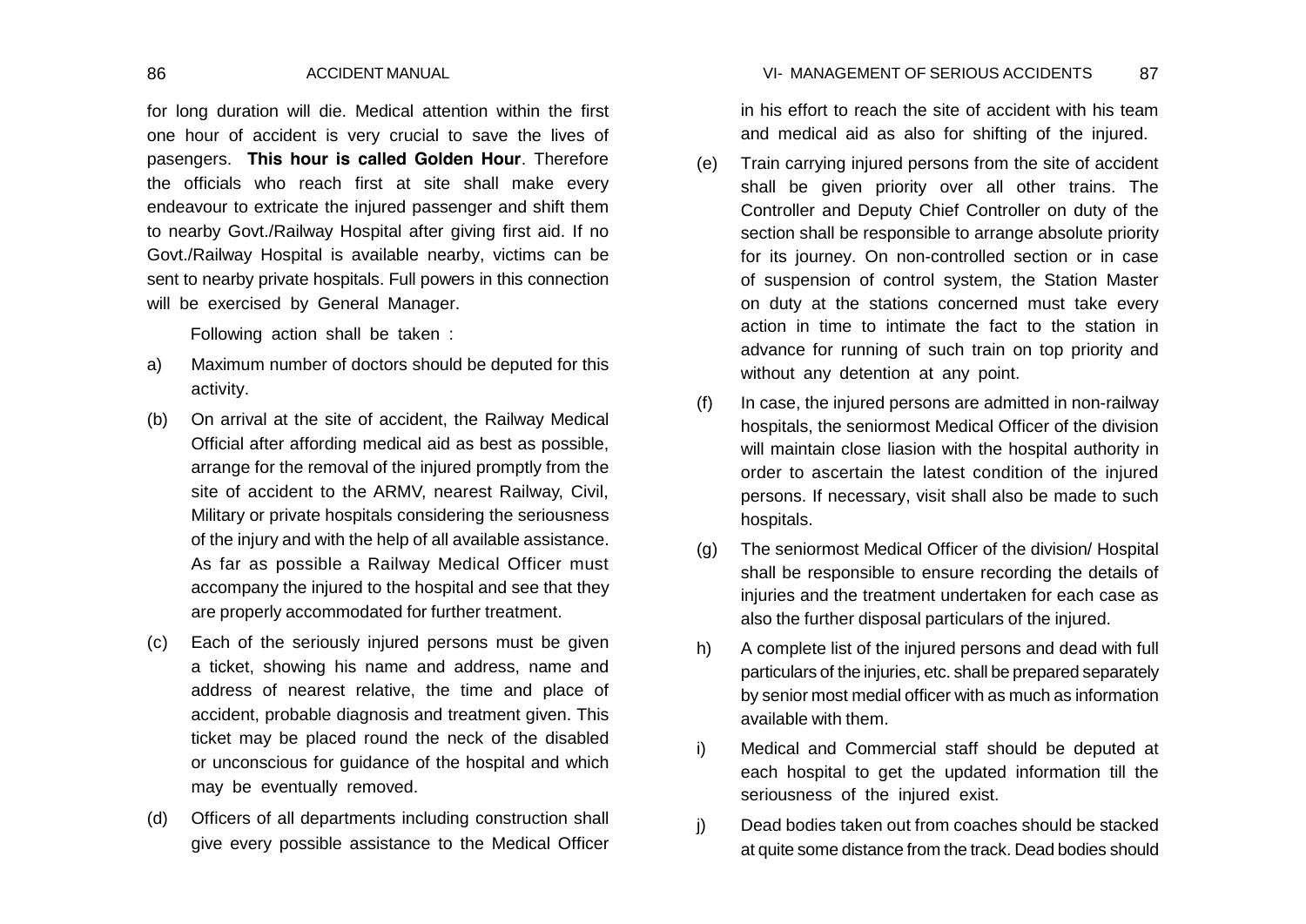for long duration will die. Medical attention within the first one hour of accident is very crucial to save the lives of pasengers. **This hour is called Golden Hour**. Therefore the officials who reach first at site shall make every endeavour to extricate the injured passenger and shift them to nearby Govt./Railway Hospital after giving first aid. If no Govt./Railway Hospital is available nearby, victims can be sent to nearby private hospitals. Full powers in this connection will be exercised by General Manager.

Following action shall be taken :

a) Maximum number of doctors should be deputed for this activity.

(b) On arrival at the site of accident, the Railway Medical Official after affording medical aid as best as possible, arrange for the removal of the injured promptly from the site of accident to the ARMV, nearest Railway, Civil, Military or private hospitals considering the seriousness of the injury and with the help of all available assistance. As far as possible a Railway Medical Officer must accompany the injured to the hospital and see that they are properly accommodated for further treatment.

(c) Each of the seriously injured persons must be given a ticket, showing his name and address, name and address of nearest relative, the time and place of accident, probable diagnosis and treatment given. This ticket may be placed round the neck of the disabled or unconscious for guidance of the hospital and which may be eventually removed.

(d) Officers of all departments including construction shall give every possible assistance to the Medical Officer in his effort to reach the site of accident with his team and medical aid as also for shifting of the injured.

(e) Train carrying injured persons from the site of accident shall be given priority over all other trains. The Controller and Deputy Chief Controller on duty of the section shall be responsible to arrange absolute priority for its journey. On non-controlled section or in case of suspension of control system, the Station Master on duty at the stations concerned must take every action in time to intimate the fact to the station in advance for running of such train on top priority and without any detention at any point.

(f) In case, the injured persons are admitted in non-railway hospitals, the seniormost Medical Officer of the division will maintain close liasion with the hospital authority in order to ascertain the latest condition of the injured persons. If necessary, visit shall also be made to such hospitals.

(g) The seniormost Medical Officer of the division/ Hospital shall be responsible to ensure recording the details of injuries and the treatment undertaken for each case as also the further disposal particulars of the injured.

h) A complete list of the injured persons and dead with full particulars of the injuries, etc. shall be prepared separately by senior most medial officer with as much as information available with them.

i) Medical and Commercial staff should be deputed at each hospital to get the updated information till the seriousness of the injured exist.

j) Dead bodies taken out from coaches should be stacked at quite some distance from the track. Dead bodies should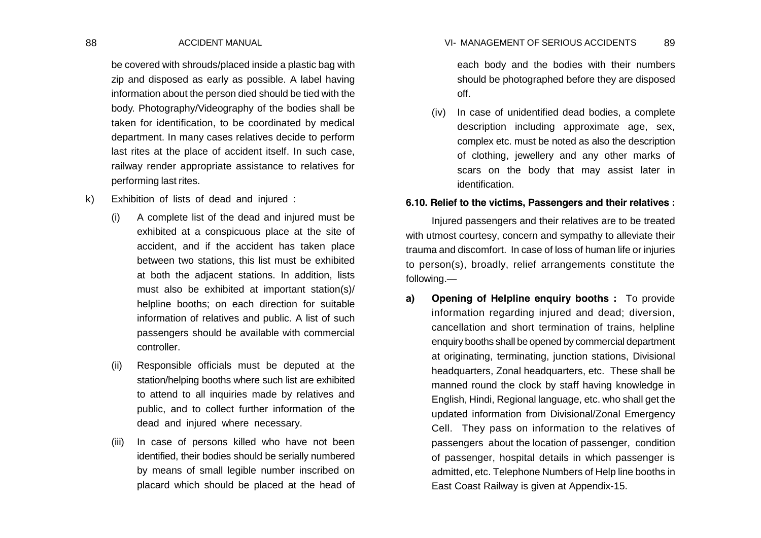be covered with shrouds/placed inside a plastic bag with zip and disposed as early as possible. A label having information about the person died should be tied with the body. Photography/Videography of the bodies shall be taken for identification, to be coordinated by medical department. In many cases relatives decide to perform last rites at the place of accident itself. In such case, railway render appropriate assistance to relatives for performing last rites.

k) Exhibition of lists of dead and injured :

(i) A complete list of the dead and injured must be exhibited at a conspicuous place at the site of accident, and if the accident has taken place between two stations, this list must be exhibited at both the adjacent stations. In addition, lists must also be exhibited at important station(s)/ helpline booths; on each direction for suitable information of relatives and public. A list of such passengers should be available with commercial controller.

(ii) Responsible officials must be deputed at the station/helping booths where such list are exhibited to attend to all inquiries made by relatives and public, and to collect further information of the dead and injured where necessary.

(iii) In case of persons killed who have not been identified, their bodies should be serially numbered by means of small legible number inscribed on placard which should be placed at the head of each body and the bodies with their numbers should be photographed before they are disposed off.

(iv) In case of unidentified dead bodies, a complete description including approximate age, sex, complex etc. must be noted as also the description of clothing, jewellery and any other marks of scars on the body that may assist later in identification.

**6.10. Relief to the victims, Passengers and their relatives :**

Injured passengers and their relatives are to be treated with utmost courtesy, concern and sympathy to alleviate their trauma and discomfort. In case of loss of human life or injuries to person(s), broadly, relief arrangements constitute the following.—

**a) Opening of Helpline enquiry booths :** To provide information regarding injured and dead; diversion, cancellation and short termination of trains, helpline enquiry booths shall be opened by commercial department at originating, terminating, junction stations, Divisional headquarters, Zonal headquarters, etc. These shall be manned round the clock by staff having knowledge in English, Hindi, Regional language, etc. who shall get the updated information from Divisional/Zonal Emergency Cell. They pass on information to the relatives of passengers about the location of passenger, condition of passenger, hospital details in which passenger is admitted, etc. Telephone Numbers of Help line booths in East Coast Railway is given at Appendix-15.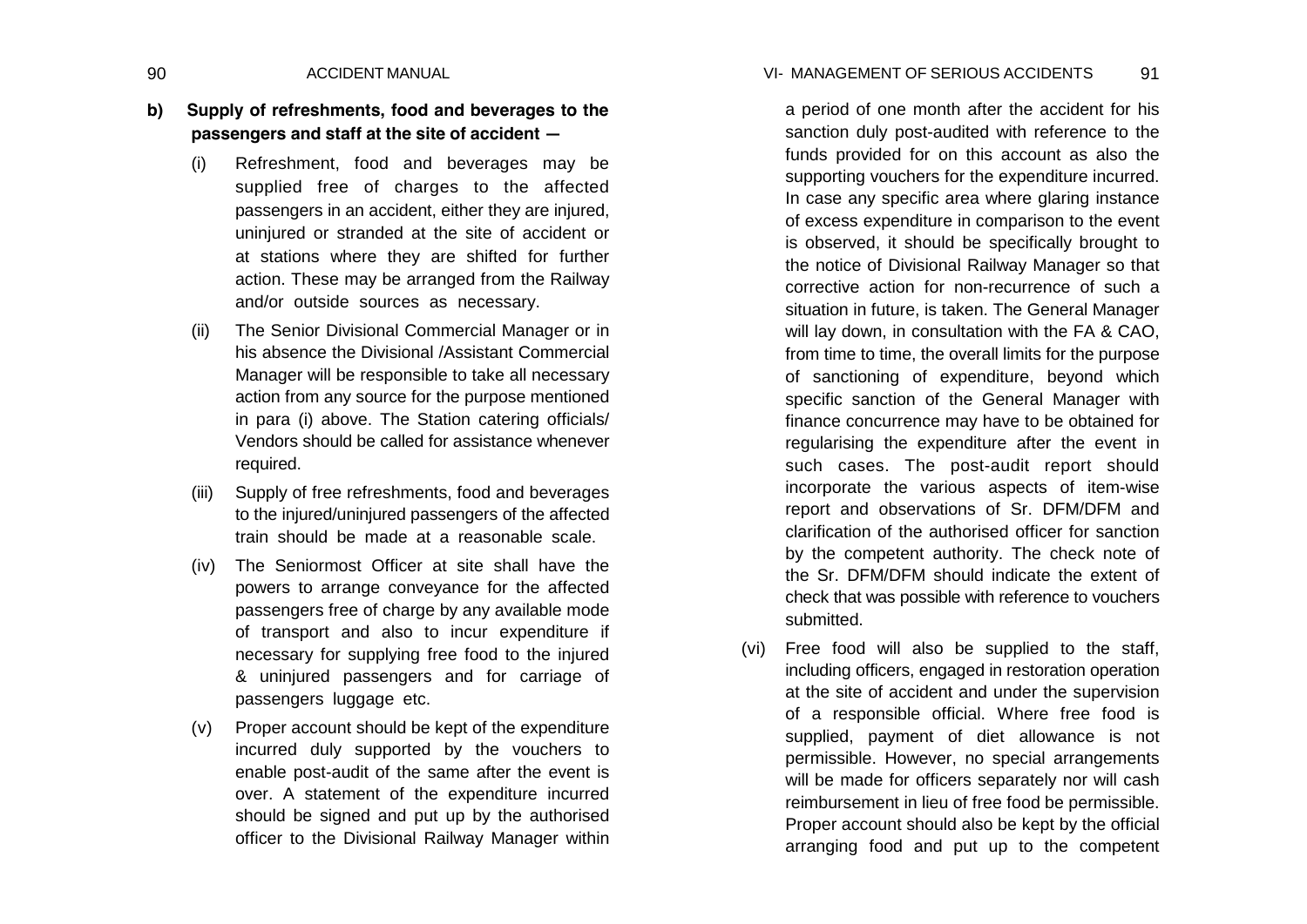**b) Supply of refreshments, food and beverages to the passengers and staff at the site of accident —**

(i) Refreshment, food and beverages may be supplied free of charges to the affected passengers in an accident, either they are injured, uninjured or stranded at the site of accident or at stations where they are shifted for further action. These may be arranged from the Railway and/or outside sources as necessary.

(ii) The Senior Divisional Commercial Manager or in his absence the Divisional /Assistant Commercial Manager will be responsible to take all necessary action from any source for the purpose mentioned in para (i) above. The Station catering officials/ Vendors should be called for assistance whenever required.

(iii) Supply of free refreshments, food and beverages to the injured/uninjured passengers of the affected train should be made at a reasonable scale.

(iv) The Seniormost Officer at site shall have the powers to arrange conveyance for the affected passengers free of charge by any available mode of transport and also to incur expenditure if necessary for supplying free food to the injured & uninjured passengers and for carriage of passengers luggage etc.

(v) Proper account should be kept of the expenditure incurred duly supported by the vouchers to enable post-audit of the same after the event is over. A statement of the expenditure incurred should be signed and put up by the authorised officer to the Divisional Railway Manager within a period of one month after the accident for his sanction duly post-audited with reference to the funds provided for on this account as also the supporting vouchers for the expenditure incurred. In case any specific area where glaring instance of excess expenditure in comparison to the event is observed, it should be specifically brought to the notice of Divisional Railway Manager so that corrective action for non-recurrence of such a situation in future, is taken. The General Manager will lay down, in consultation with the FA & CAO, from time to time, the overall limits for the purpose of sanctioning of expenditure, beyond which specific sanction of the General Manager with finance concurrence may have to be obtained for regularising the expenditure after the event in such cases. The post-audit report should incorporate the various aspects of item-wise report and observations of Sr. DFM/DFM and clarification of the authorised officer for sanction by the competent authority. The check note of the Sr. DFM/DFM should indicate the extent of check that was possible with reference to vouchers submitted.

(vi) Free food will also be supplied to the staff, including officers, engaged in restoration operation at the site of accident and under the supervision of a responsible official. Where free food is supplied, payment of diet allowance is not permissible. However, no special arrangements will be made for officers separately nor will cash reimbursement in lieu of free food be permissible. Proper account should also be kept by the official arranging food and put up to the competent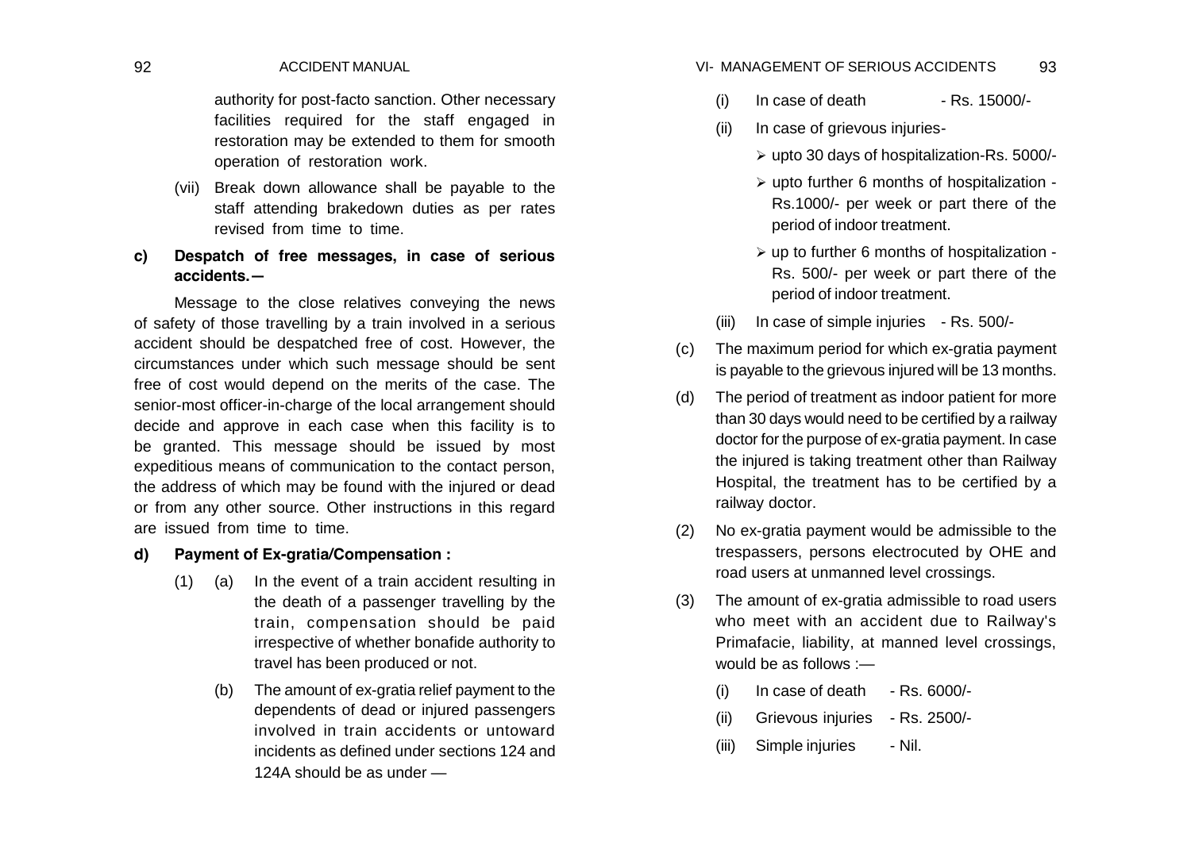authority for post-facto sanction. Other necessary facilities required for the staff engaged in restoration may be extended to them for smooth operation of restoration work.

(vii) Break down allowance shall be payable to the staff attending brakedown duties as per rates revised from time to time.

**c) Despatch of free messages, in case of serious accidents.—**

Message to the close relatives conveying the news of safety of those travelling by a train involved in a serious accident should be despatched free of cost. However, the circumstances under which such message should be sent free of cost would depend on the merits of the case. The senior-most officer-in-charge of the local arrangement should decide and approve in each case when this facility is to be granted. This message should be issued by most expeditious means of communication to the contact person, the address of which may be found with the injured or dead or from any other source. Other instructions in this regard are issued from time to time.

**d) Payment of Ex-gratia/Compensation :**

(1) (a) In the event of a train accident resulting in the death of a passenger travelling by the train, compensation should be paid irrespective of whether bonafide authority to travel has been produced or not.

(b) The amount of ex-gratia relief payment to the dependents of dead or injured passengers involved in train accidents or untoward incidents as defined under sections 124 and 124A should be as under —

(i) In case of death - Rs. 15000/-

(ii) In case of grievous injuries-

- upto 30 days of hospitalization-Rs. 5000/-
- upto further 6 months of hospitalization - Rs.1000/- per week or part there of the period of indoor treatment.
- up to further 6 months of hospitalization - Rs. 500/- per week or part there of the period of indoor treatment.

(iii) In case of simple injuries - Rs. 500/-

(c) The maximum period for which ex-gratia payment is payable to the grievous injured will be 13 months.

(d) The period of treatment as indoor patient for more than 30 days would need to be certified by a railway doctor for the purpose of ex-gratia payment. In case the injured is taking treatment other than Railway Hospital, the treatment has to be certified by a railway doctor.

(2) No ex-gratia payment would be admissible to the trespassers, persons electrocuted by OHE and road users at unmanned level crossings.

(3) The amount of ex-gratia admissible to road users who meet with an accident due to Railway's Primafacie, liability, at manned level crossings, would be as follows :—

(i) In case of death - Rs. 6000/-

(ii) Grievous injuries - Rs. 2500/-

(iii) Simple injuries - Nil.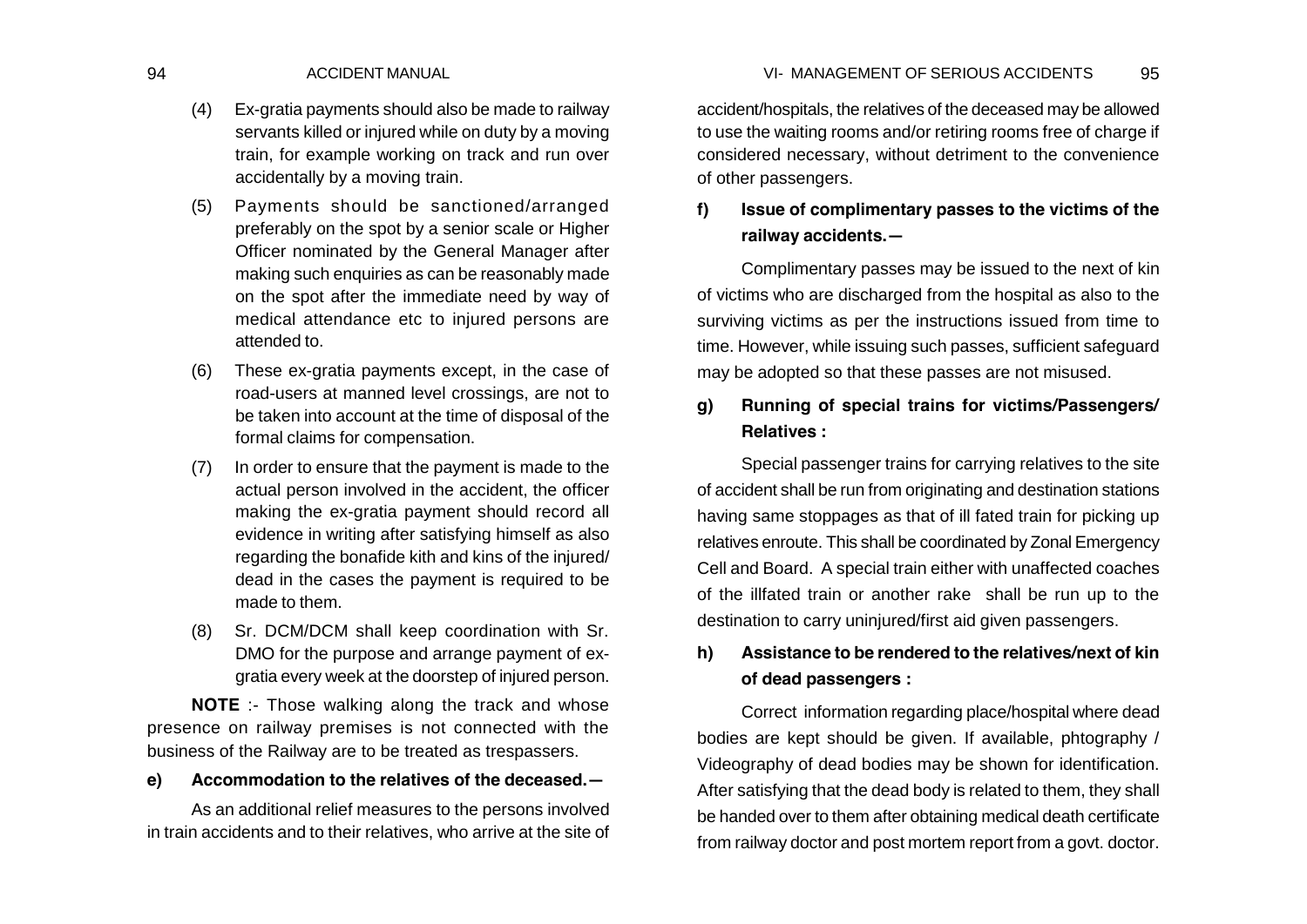(4) Ex-gratia payments should also be made to railway servants killed or injured while on duty by a moving train, for example working on track and run over accidentally by a moving train.

(5) Payments should be sanctioned/arranged preferably on the spot by a senior scale or Higher Officer nominated by the General Manager after making such enquiries as can be reasonably made on the spot after the immediate need by way of medical attendance etc to injured persons are attended to.

(6) These ex-gratia payments except, in the case of road-users at manned level crossings, are not to be taken into account at the time of disposal of the formal claims for compensation.

(7) In order to ensure that the payment is made to the actual person involved in the accident, the officer making the ex-gratia payment should record all evidence in writing after satisfying himself as also regarding the bonafide kith and kins of the injured/ dead in the cases the payment is required to be made to them.

(8) Sr. DCM/DCM shall keep coordination with Sr. DMO for the purpose and arrange payment of ex-gratia every week at the doorstep of injured person.

**NOTE** :- Those walking along the track and whose presence on railway premises is not connected with the business of the Railway are to be treated as trespassers.

**e) Accommodation to the relatives of the deceased.—**

As an additional relief measures to the persons involved in train accidents and to their relatives, who arrive at the site of accident/hospitals, the relatives of the deceased may be allowed to use the waiting rooms and/or retiring rooms free of charge if considered necessary, without detriment to the convenience of other passengers.

**f) Issue of complimentary passes to the victims of the railway accidents.—**

Complimentary passes may be issued to the next of kin of victims who are discharged from the hospital as also to the surviving victims as per the instructions issued from time to time. However, while issuing such passes, sufficient safeguard may be adopted so that these passes are not misused.

**g) Running of special trains for victims/Passengers/ Relatives :**

Special passenger trains for carrying relatives to the site of accident shall be run from originating and destination stations having same stoppages as that of ill fated train for picking up relatives enroute. This shall be coordinated by Zonal Emergency Cell and Board. A special train either with unaffected coaches of the illfated train or another rake shall be run up to the destination to carry uninjured/first aid given passengers.

**h) Assistance to be rendered to the relatives/next of kin of dead passengers :**

Correct information regarding place/hospital where dead bodies are kept should be given. If available, phtography / Videography of dead bodies may be shown for identification. After satisfying that the dead body is related to them, they shall be handed over to them after obtaining medical death certificate from railway doctor and post mortem report from a govt. doctor.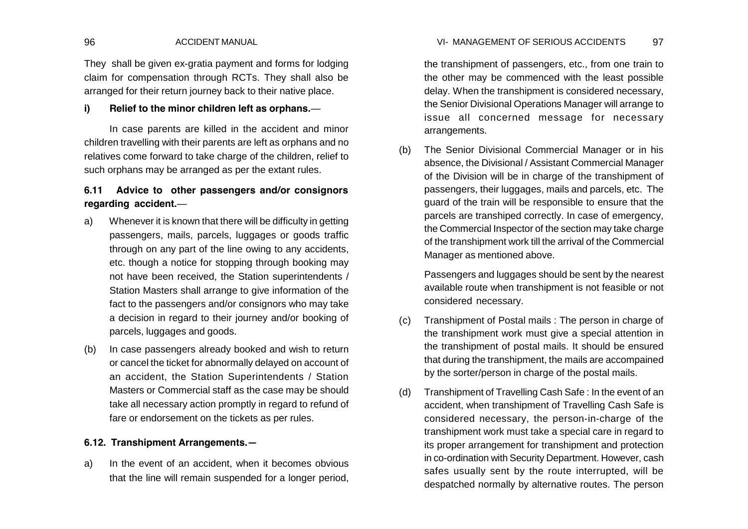They shall be given ex-gratia payment and forms for lodging claim for compensation through RCTs. They shall also be arranged for their return journey back to their native place.

**i) Relief to the minor children left as orphans.**—

In case parents are killed in the accident and minor children travelling with their parents are left as orphans and no relatives come forward to take charge of the children, relief to such orphans may be arranged as per the extant rules.

### 6.11 Advice to other passengers and/or consignors regarding accident.—

a) Whenever it is known that there will be difficulty in getting passengers, mails, parcels, luggages or goods traffic through on any part of the line owing to any accidents, etc. though a notice for stopping through booking may not have been received, the Station superintendents / Station Masters shall arrange to give information of the fact to the passengers and/or consignors who may take a decision in regard to their journey and/or booking of parcels, luggages and goods.

(b) In case passengers already booked and wish to return or cancel the ticket for abnormally delayed on account of an accident, the Station Superintendents / Station Masters or Commercial staff as the case may be should take all necessary action promptly in regard to refund of fare or endorsement on the tickets as per rules.

### 6.12. Transhipment Arrangements.—

a) In the event of an accident, when it becomes obvious that the line will remain suspended for a longer period, the transhipment of passengers, etc., from one train to the other may be commenced with the least possible delay. When the transhipment is considered necessary, the Senior Divisional Operations Manager will arrange to issue all concerned message for necessary arrangements.

(b) The Senior Divisional Commercial Manager or in his absence, the Divisional / Assistant Commercial Manager of the Division will be in charge of the transhipment of passengers, their luggages, mails and parcels, etc. The guard of the train will be responsible to ensure that the parcels are transhiped correctly. In case of emergency, the Commercial Inspector of the section may take charge of the transhipment work till the arrival of the Commercial Manager as mentioned above.

Passengers and luggages should be sent by the nearest available route when transhipment is not feasible or not considered necessary.

(c) Transhipment of Postal mails : The person in charge of the transhipment work must give a special attention in the transhipment of postal mails. It should be ensured that during the transhipment, the mails are accompained by the sorter/person in charge of the postal mails.

(d) Transhipment of Travelling Cash Safe : In the event of an accident, when transhipment of Travelling Cash Safe is considered necessary, the person-in-charge of the transhipment work must take a special care in regard to its proper arrangement for transhipment and protection in co-ordination with Security Department. However, cash safes usually sent by the route interrupted, will be despatched normally by alternative routes. The person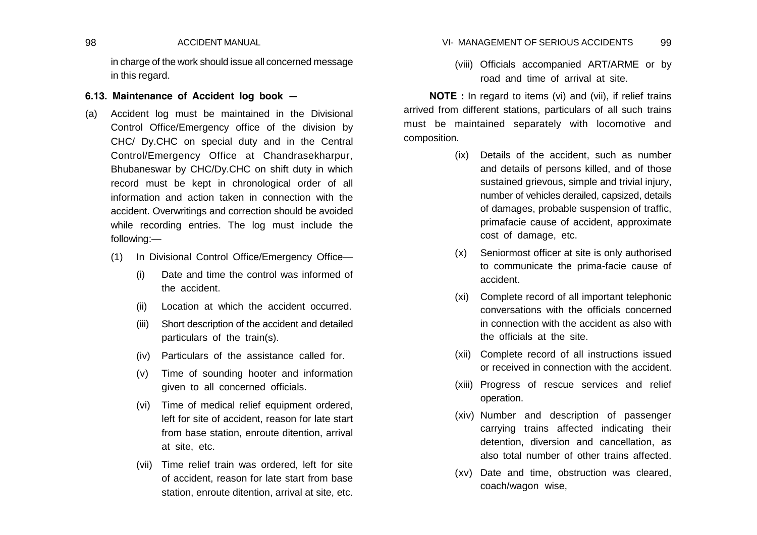in charge of the work should issue all concerned message in this regard.

**6.13. Maintenance of Accident log book —**

(a) Accident log must be maintained in the Divisional Control Office/Emergency office of the division by CHC/ Dy.CHC on special duty and in the Central Control/Emergency Office at Chandrasekharpur, Bhubaneswar by CHC/Dy.CHC on shift duty in which record must be kept in chronological order of all information and action taken in connection with the accident. Overwritings and correction should be avoided while recording entries. The log must include the following:—

(1) In Divisional Control Office/Emergency Office—

(i) Date and time the control was informed of the accident.

(ii) Location at which the accident occurred.

(iii) Short description of the accident and detailed particulars of the train(s).

(iv) Particulars of the assistance called for.

(v) Time of sounding hooter and information given to all concerned officials.

(vi) Time of medical relief equipment ordered, left for site of accident, reason for late start from base station, enroute ditention, arrival at site, etc.

(vii) Time relief train was ordered, left for site of accident, reason for late start from base station, enroute ditention, arrival at site, etc.

(viii) Officials accompanied ART/ARME or by road and time of arrival at site.

**NOTE :** In regard to items (vi) and (vii), if relief trains arrived from different stations, particulars of all such trains must be maintained separately with locomotive and composition.

(ix) Details of the accident, such as number and details of persons killed, and of those sustained grievous, simple and trivial injury, number of vehicles derailed, capsized, details of damages, probable suspension of traffic, primafacie cause of accident, approximate cost of damage, etc.

(x) Seniormost officer at site is only authorised to communicate the prima-facie cause of accident.

(xi) Complete record of all important telephonic conversations with the officials concerned in connection with the accident as also with the officials at the site.

(xii) Complete record of all instructions issued or received in connection with the accident.

(xiii) Progress of rescue services and relief operation.

(xiv) Number and description of passenger carrying trains affected indicating their detention, diversion and cancellation, as also total number of other trains affected.

(xv) Date and time, obstruction was cleared, coach/wagon wise,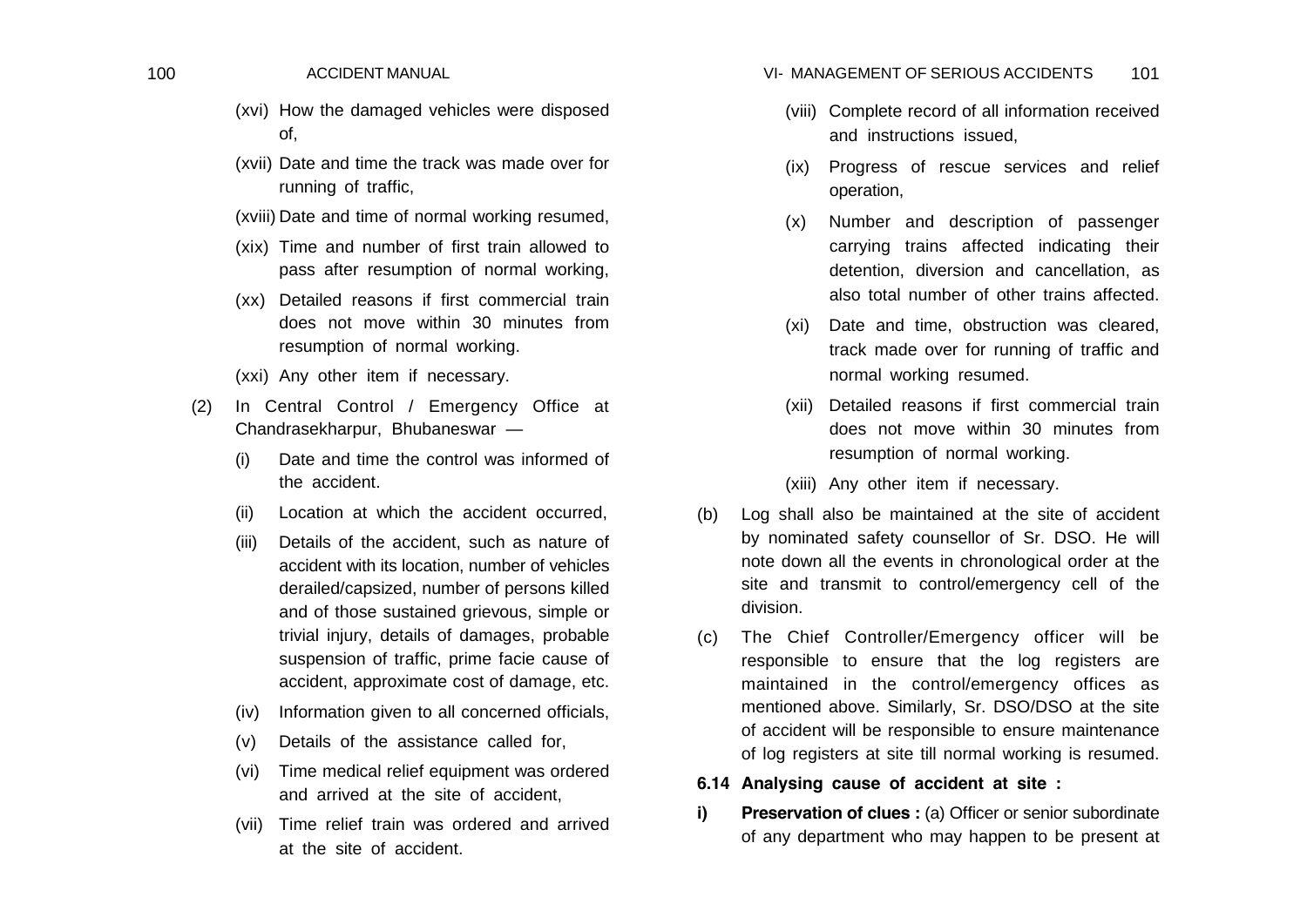(xvi) How the damaged vehicles were disposed of,

(xvii) Date and time the track was made over for running of traffic,

(xviii) Date and time of normal working resumed,

(xix) Time and number of first train allowed to pass after resumption of normal working,

(xx) Detailed reasons if first commercial train does not move within 30 minutes from resumption of normal working.

(xxi) Any other item if necessary.

(2) In Central Control / Emergency Office at Chandrasekharpur, Bhubaneswar —

(i) Date and time the control was informed of the accident.

(ii) Location at which the accident occurred,

(iii) Details of the accident, such as nature of accident with its location, number of vehicles derailed/capsized, number of persons killed and of those sustained grievous, simple or trivial injury, details of damages, probable suspension of traffic, prime facie cause of accident, approximate cost of damage, etc.

(iv) Information given to all concerned officials,

(v) Details of the assistance called for,

(vi) Time medical relief equipment was ordered and arrived at the site of accident,

(vii) Time relief train was ordered and arrived at the site of accident.

(viii) Complete record of all information received and instructions issued,

(ix) Progress of rescue services and relief operation,

(x) Number and description of passenger carrying trains affected indicating their detention, diversion and cancellation, as also total number of other trains affected.

(xi) Date and time, obstruction was cleared, track made over for running of traffic and normal working resumed.

(xii) Detailed reasons if first commercial train does not move within 30 minutes from resumption of normal working.

(xiii) Any other item if necessary.

(b) Log shall also be maintained at the site of accident by nominated safety counsellor of Sr. DSO. He will note down all the events in chronological order at the site and transmit to control/emergency cell of the division.

(c) The Chief Controller/Emergency officer will be responsible to ensure that the log registers are maintained in the control/emergency offices as mentioned above. Similarly, Sr. DSO/DSO at the site of accident will be responsible to ensure maintenance of log registers at site till normal working is resumed.

**6.14 Analysing cause of accident at site :**

**i) Preservation of clues :** (a) Officer or senior subordinate of any department who may happen to be present at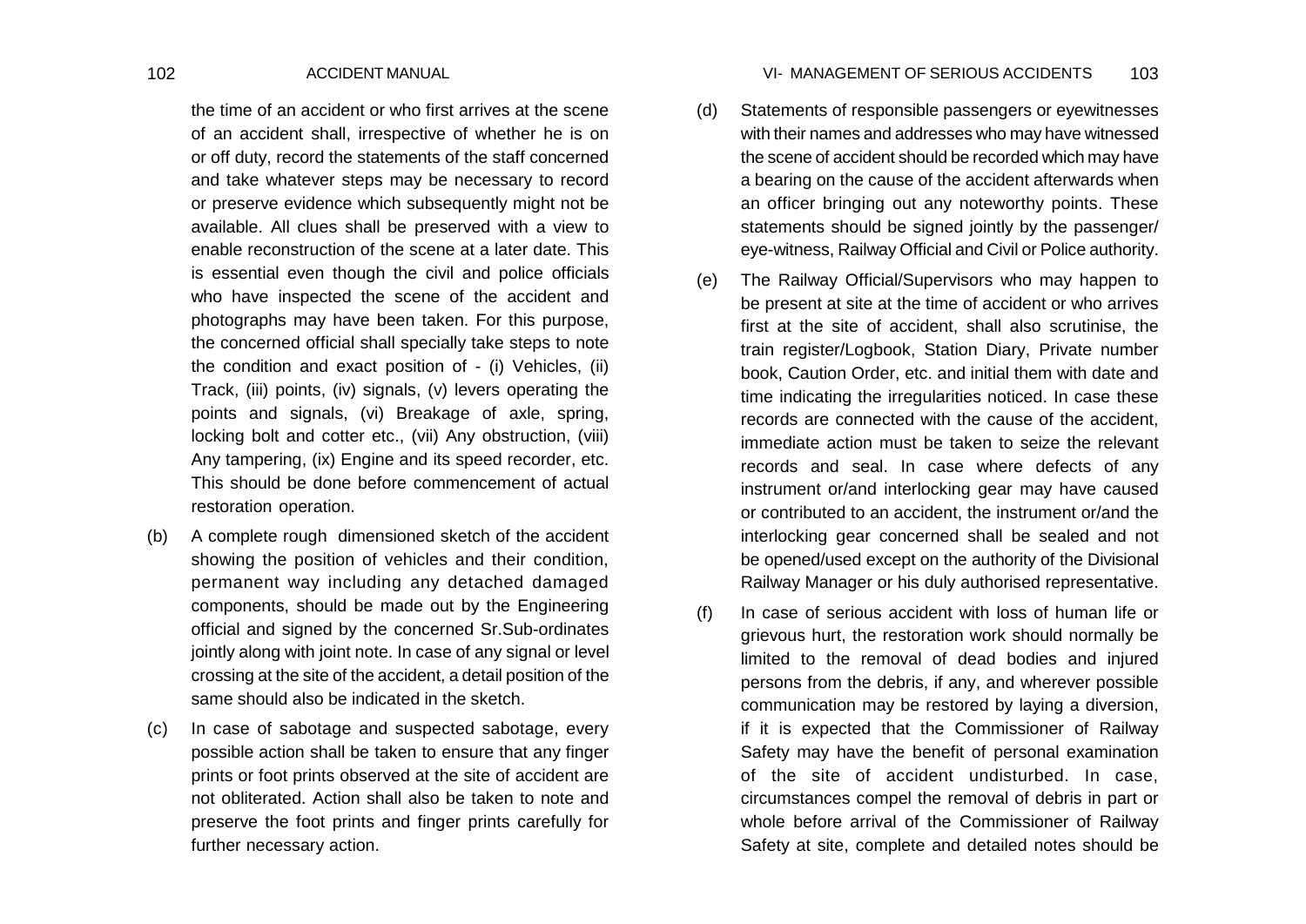the time of an accident or who first arrives at the scene of an accident shall, irrespective of whether he is on or off duty, record the statements of the staff concerned and take whatever steps may be necessary to record or preserve evidence which subsequently might not be available. All clues shall be preserved with a view to enable reconstruction of the scene at a later date. This is essential even though the civil and police officials who have inspected the scene of the accident and photographs may have been taken. For this purpose, the concerned official shall specially take steps to note the condition and exact position of - (i) Vehicles, (ii) Track, (iii) points, (iv) signals, (v) levers operating the points and signals, (vi) Breakage of axle, spring, locking bolt and cotter etc., (vii) Any obstruction, (viii) Any tampering, (ix) Engine and its speed recorder, etc. This should be done before commencement of actual restoration operation.

(b) A complete rough dimensioned sketch of the accident showing the position of vehicles and their condition, permanent way including any detached damaged components, should be made out by the Engineering official and signed by the concerned Sr.Sub-ordinates jointly along with joint note. In case of any signal or level crossing at the site of the accident, a detail position of the same should also be indicated in the sketch.

(c) In case of sabotage and suspected sabotage, every possible action shall be taken to ensure that any finger prints or foot prints observed at the site of accident are not obliterated. Action shall also be taken to note and preserve the foot prints and finger prints carefully for further necessary action.

(d) Statements of responsible passengers or eyewitnesses with their names and addresses who may have witnessed the scene of accident should be recorded which may have a bearing on the cause of the accident afterwards when an officer bringing out any noteworthy points. These statements should be signed jointly by the passenger/ eye-witness, Railway Official and Civil or Police authority.

(e) The Railway Official/Supervisors who may happen to be present at site at the time of accident or who arrives first at the site of accident, shall also scrutinise, the train register/Logbook, Station Diary, Private number book, Caution Order, etc. and initial them with date and time indicating the irregularities noticed. In case these records are connected with the cause of the accident, immediate action must be taken to seize the relevant records and seal. In case where defects of any instrument or/and interlocking gear may have caused or contributed to an accident, the instrument or/and the interlocking gear concerned shall be sealed and not be opened/used except on the authority of the Divisional Railway Manager or his duly authorised representative.

(f) In case of serious accident with loss of human life or grievous hurt, the restoration work should normally be limited to the removal of dead bodies and injured persons from the debris, if any, and wherever possible communication may be restored by laying a diversion, if it is expected that the Commissioner of Railway Safety may have the benefit of personal examination of the site of accident undisturbed. In case, circumstances compel the removal of debris in part or whole before arrival of the Commissioner of Railway Safety at site, complete and detailed notes should be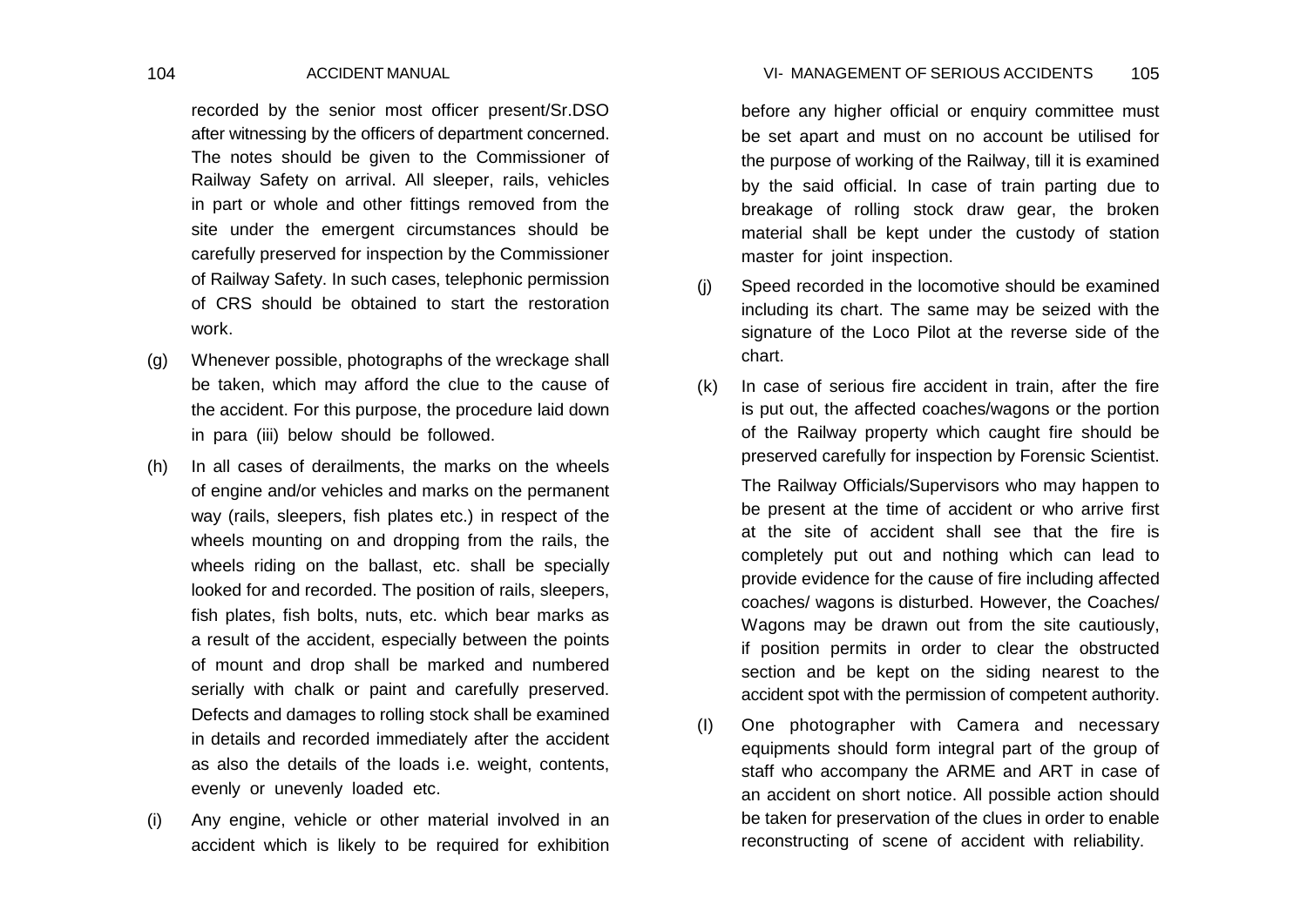recorded by the senior most officer present/Sr.DSO after witnessing by the officers of department concerned. The notes should be given to the Commissioner of Railway Safety on arrival. All sleeper, rails, vehicles in part or whole and other fittings removed from the site under the emergent circumstances should be carefully preserved for inspection by the Commissioner of Railway Safety. In such cases, telephonic permission of CRS should be obtained to start the restoration work.

(g) Whenever possible, photographs of the wreckage shall be taken, which may afford the clue to the cause of the accident. For this purpose, the procedure laid down in para (iii) below should be followed.

(h) In all cases of derailments, the marks on the wheels of engine and/or vehicles and marks on the permanent way (rails, sleepers, fish plates etc.) in respect of the wheels mounting on and dropping from the rails, the wheels riding on the ballast, etc. shall be specially looked for and recorded. The position of rails, sleepers, fish plates, fish bolts, nuts, etc. which bear marks as a result of the accident, especially between the points of mount and drop shall be marked and numbered serially with chalk or paint and carefully preserved. Defects and damages to rolling stock shall be examined in details and recorded immediately after the accident as also the details of the loads i.e. weight, contents, evenly or unevenly loaded etc.

(i) Any engine, vehicle or other material involved in an accident which is likely to be required for exhibition before any higher official or enquiry committee must be set apart and must on no account be utilised for the purpose of working of the Railway, till it is examined by the said official. In case of train parting due to breakage of rolling stock draw gear, the broken material shall be kept under the custody of station master for joint inspection.

(j) Speed recorded in the locomotive should be examined including its chart. The same may be seized with the signature of the Loco Pilot at the reverse side of the chart.

(k) In case of serious fire accident in train, after the fire is put out, the affected coaches/wagons or the portion of the Railway property which caught fire should be preserved carefully for inspection by Forensic Scientist.

The Railway Officials/Supervisors who may happen to be present at the time of accident or who arrive first at the site of accident shall see that the fire is completely put out and nothing which can lead to provide evidence for the cause of fire including affected coaches/ wagons is disturbed. However, the Coaches/ Wagons may be drawn out from the site cautiously, if position permits in order to clear the obstructed section and be kept on the siding nearest to the accident spot with the permission of competent authority.

(l) One photographer with Camera and necessary equipments should form integral part of the group of staff who accompany the ARME and ART in case of an accident on short notice. All possible action should be taken for preservation of the clues in order to enable reconstructing of scene of accident with reliability.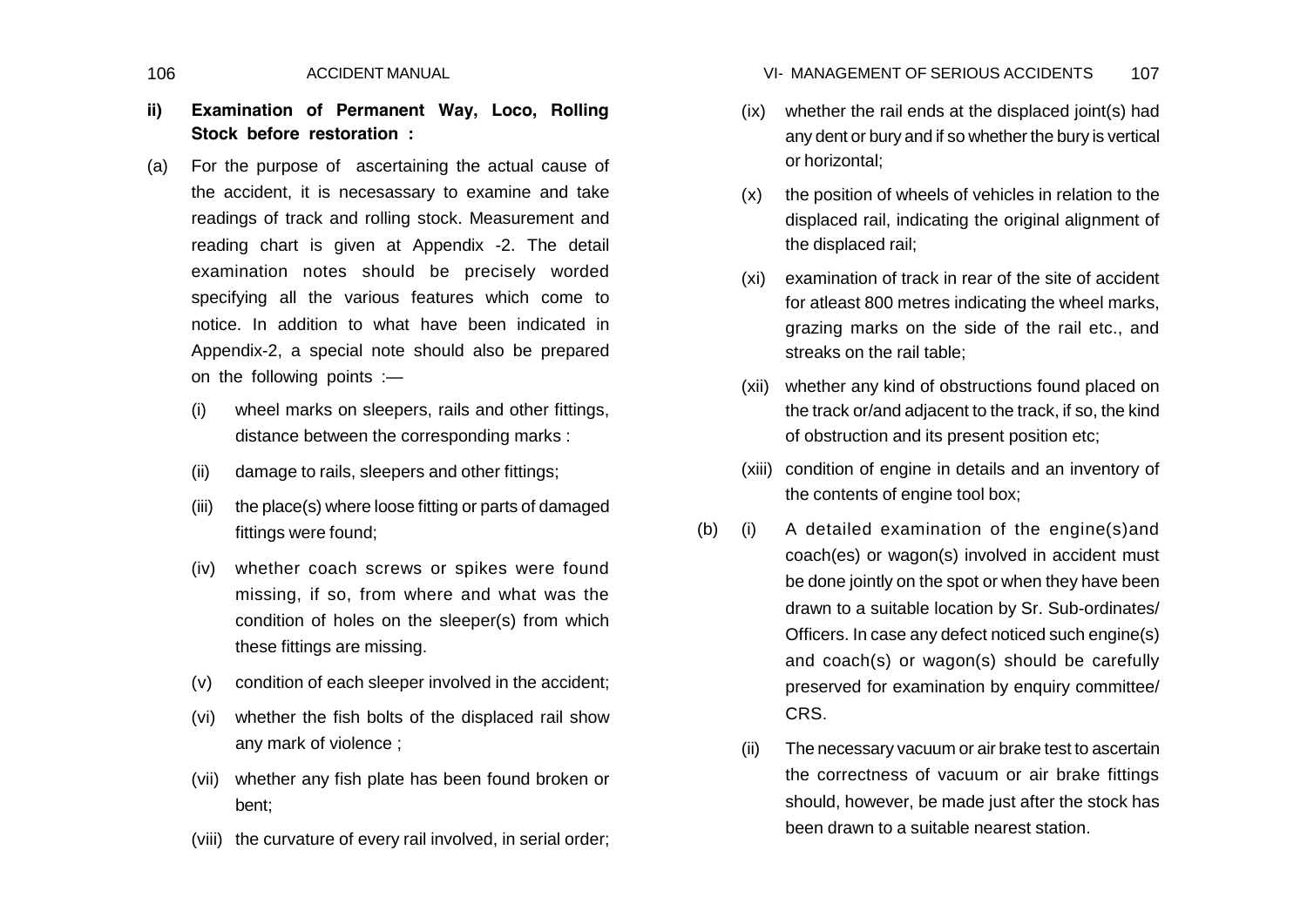**ii) Examination of Permanent Way, Loco, Rolling Stock before restoration :**

(a) For the purpose of ascertaining the actual cause of the accident, it is necesassary to examine and take readings of track and rolling stock. Measurement and reading chart is given at Appendix -2. The detail examination notes should be precisely worded specifying all the various features which come to notice. In addition to what have been indicated in Appendix-2, a special note should also be prepared on the following points :—

- (i) wheel marks on sleepers, rails and other fittings, distance between the corresponding marks :
- (ii) damage to rails, sleepers and other fittings;
- (iii) the place(s) where loose fitting or parts of damaged fittings were found;
- (iv) whether coach screws or spikes were found missing, if so, from where and what was the condition of holes on the sleeper(s) from which these fittings are missing.
- (v) condition of each sleeper involved in the accident;
- (vi) whether the fish bolts of the displaced rail show any mark of violence ;
- (vii) whether any fish plate has been found broken or bent;
- (viii) the curvature of every rail involved, in serial order;
- (ix) whether the rail ends at the displaced joint(s) had any dent or bury and if so whether the bury is vertical or horizontal;
- (x) the position of wheels of vehicles in relation to the displaced rail, indicating the original alignment of the displaced rail;
- (xi) examination of track in rear of the site of accident for atleast 800 metres indicating the wheel marks, grazing marks on the side of the rail etc., and streaks on the rail table;
- (xii) whether any kind of obstructions found placed on the track or/and adjacent to the track, if so, the kind of obstruction and its present position etc;
- (xiii) condition of engine in details and an inventory of the contents of engine tool box;

(b) (i) A detailed examination of the engine(s)and coach(es) or wagon(s) involved in accident must be done jointly on the spot or when they have been drawn to a suitable location by Sr. Sub-ordinates/ Officers. In case any defect noticed such engine(s) and coach(s) or wagon(s) should be carefully preserved for examination by enquiry committee/ CRS.

(ii) The necessary vacuum or air brake test to ascertain the correctness of vacuum or air brake fittings should, however, be made just after the stock has been drawn to a suitable nearest station.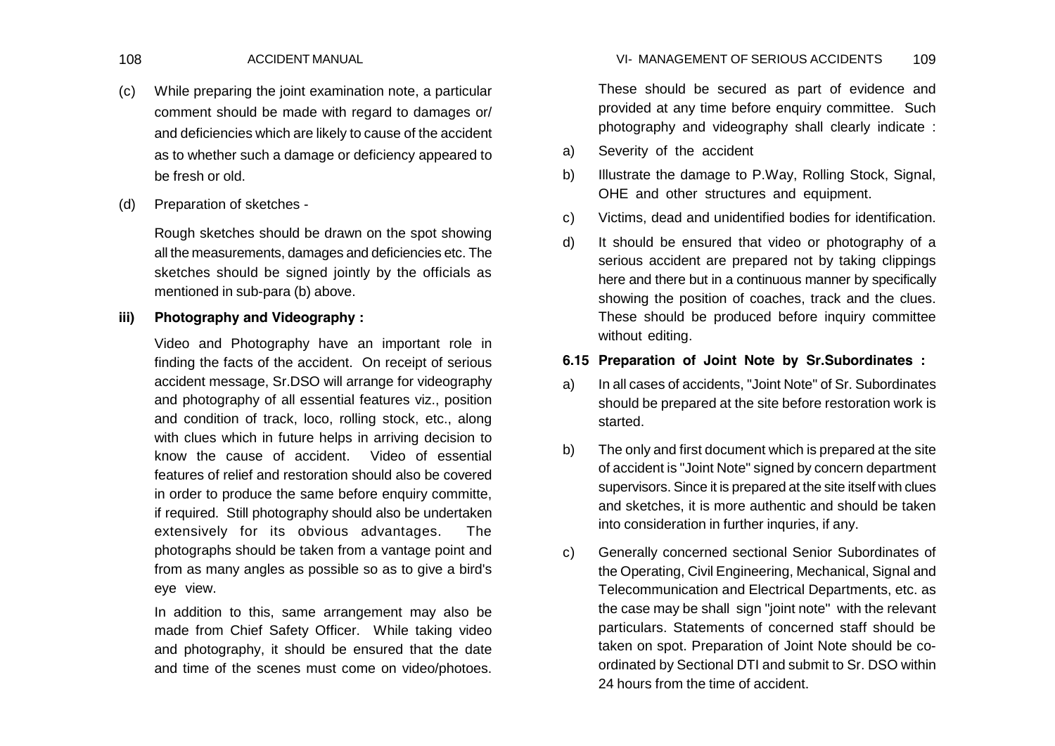(c) While preparing the joint examination note, a particular comment should be made with regard to damages or/ and deficiencies which are likely to cause of the accident as to whether such a damage or deficiency appeared to be fresh or old.

(d) Preparation of sketches -

Rough sketches should be drawn on the spot showing all the measurements, damages and deficiencies etc. The sketches should be signed jointly by the officials as mentioned in sub-para (b) above.

**iii) Photography and Videography :**

Video and Photography have an important role in finding the facts of the accident. On receipt of serious accident message, Sr.DSO will arrange for videography and photography of all essential features viz., position and condition of track, loco, rolling stock, etc., along with clues which in future helps in arriving decision to know the cause of accident. Video of essential features of relief and restoration should also be covered in order to produce the same before enquiry committe, if required. Still photography should also be undertaken extensively for its obvious advantages. The photographs should be taken from a vantage point and from as many angles as possible so as to give a bird's eye view.

In addition to this, same arrangement may also be made from Chief Safety Officer. While taking video and photography, it should be ensured that the date and time of the scenes must come on video/photoes. These should be secured as part of evidence and provided at any time before enquiry committee. Such photography and videography shall clearly indicate :

a) Severity of the accident

b) Illustrate the damage to P.Way, Rolling Stock, Signal, OHE and other structures and equipment.

c) Victims, dead and unidentified bodies for identification.

d) It should be ensured that video or photography of a serious accident are prepared not by taking clippings here and there but in a continuous manner by specifically showing the position of coaches, track and the clues. These should be produced before inquiry committee without editing.

**6.15 Preparation of Joint Note by Sr.Subordinates :**

a) In all cases of accidents, "Joint Note" of Sr. Subordinates should be prepared at the site before restoration work is started.

b) The only and first document which is prepared at the site of accident is "Joint Note" signed by concern department supervisors. Since it is prepared at the site itself with clues and sketches, it is more authentic and should be taken into consideration in further inquries, if any.

c) Generally concerned sectional Senior Subordinates of the Operating, Civil Engineering, Mechanical, Signal and Telecommunication and Electrical Departments, etc. as the case may be shall sign "joint note" with the relevant particulars. Statements of concerned staff should be taken on spot. Preparation of Joint Note should be co-ordinated by Sectional DTI and submit to Sr. DSO within 24 hours from the time of accident.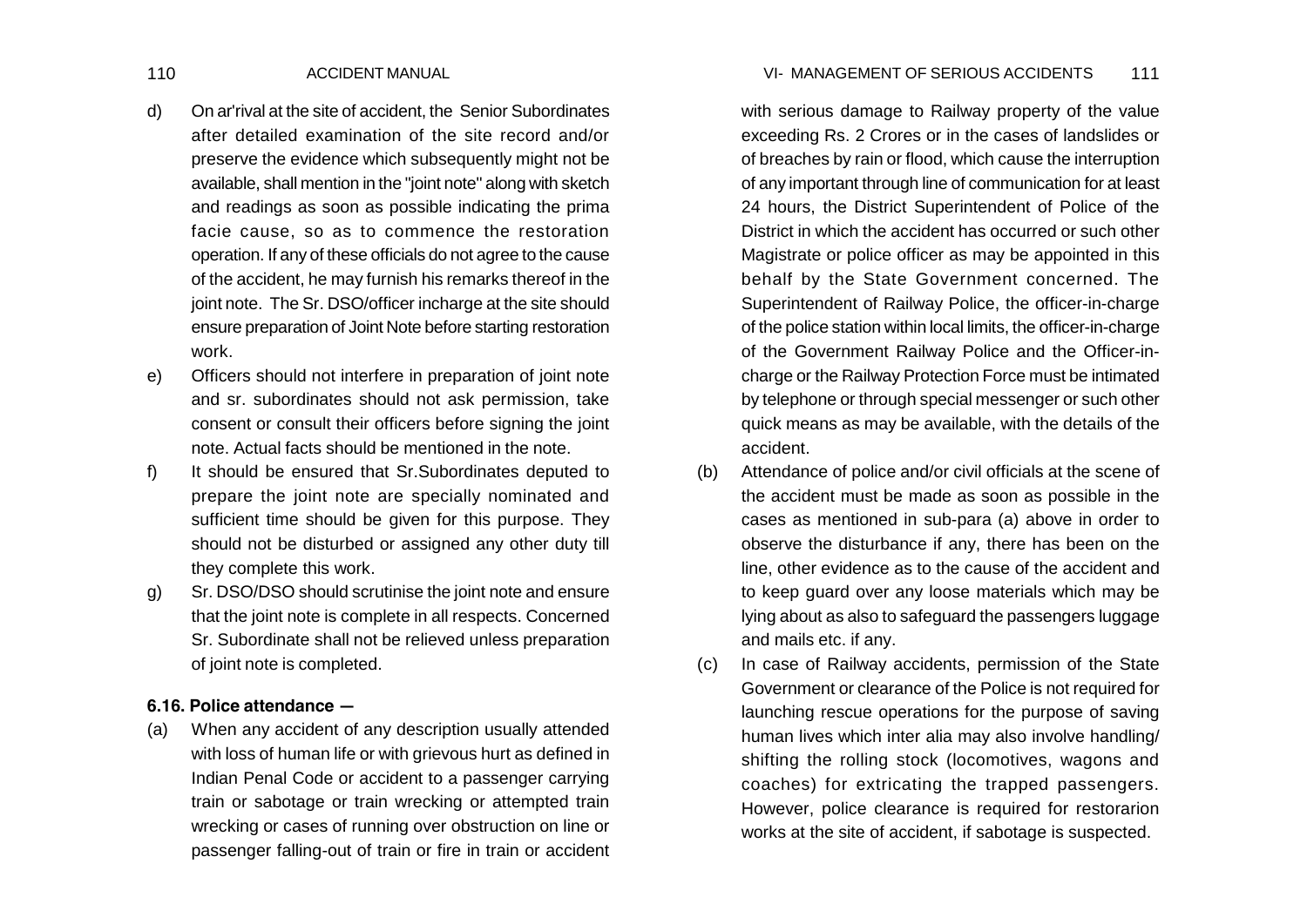d) On ar'rival at the site of accident, the Senior Subordinates after detailed examination of the site record and/or preserve the evidence which subsequently might not be available, shall mention in the "joint note" along with sketch and readings as soon as possible indicating the prima facie cause, so as to commence the restoration operation. If any of these officials do not agree to the cause of the accident, he may furnish his remarks thereof in the joint note. The Sr. DSO/officer incharge at the site should ensure preparation of Joint Note before starting restoration work.

e) Officers should not interfere in preparation of joint note and sr. subordinates should not ask permission, take consent or consult their officers before signing the joint note. Actual facts should be mentioned in the note.

f) It should be ensured that Sr.Subordinates deputed to prepare the joint note are specially nominated and sufficient time should be given for this purpose. They should not be disturbed or assigned any other duty till they complete this work.

g) Sr. DSO/DSO should scrutinise the joint note and ensure that the joint note is complete in all respects. Concerned Sr. Subordinate shall not be relieved unless preparation of joint note is completed.

**6.16. Police attendance —**

(a) When any accident of any description usually attended with loss of human life or with grievous hurt as defined in Indian Penal Code or accident to a passenger carrying train or sabotage or train wrecking or attempted train wrecking or cases of running over obstruction on line or passenger falling-out of train or fire in train or accident with serious damage to Railway property of the value exceeding Rs. 2 Crores or in the cases of landslides or of breaches by rain or flood, which cause the interruption of any important through line of communication for at least 24 hours, the District Superintendent of Police of the District in which the accident has occurred or such other Magistrate or police officer as may be appointed in this behalf by the State Government concerned. The Superintendent of Railway Police, the officer-in-charge of the police station within local limits, the officer-in-charge of the Government Railway Police and the Officer-in-charge or the Railway Protection Force must be intimated by telephone or through special messenger or such other quick means as may be available, with the details of the accident.

(b) Attendance of police and/or civil officials at the scene of the accident must be made as soon as possible in the cases as mentioned in sub-para (a) above in order to observe the disturbance if any, there has been on the line, other evidence as to the cause of the accident and to keep guard over any loose materials which may be lying about as also to safeguard the passengers luggage and mails etc. if any.

(c) In case of Railway accidents, permission of the State Government or clearance of the Police is not required for launching rescue operations for the purpose of saving human lives which inter alia may also involve handling/ shifting the rolling stock (locomotives, wagons and coaches) for extricating the trapped passengers. However, police clearance is required for restorarion works at the site of accident, if sabotage is suspected.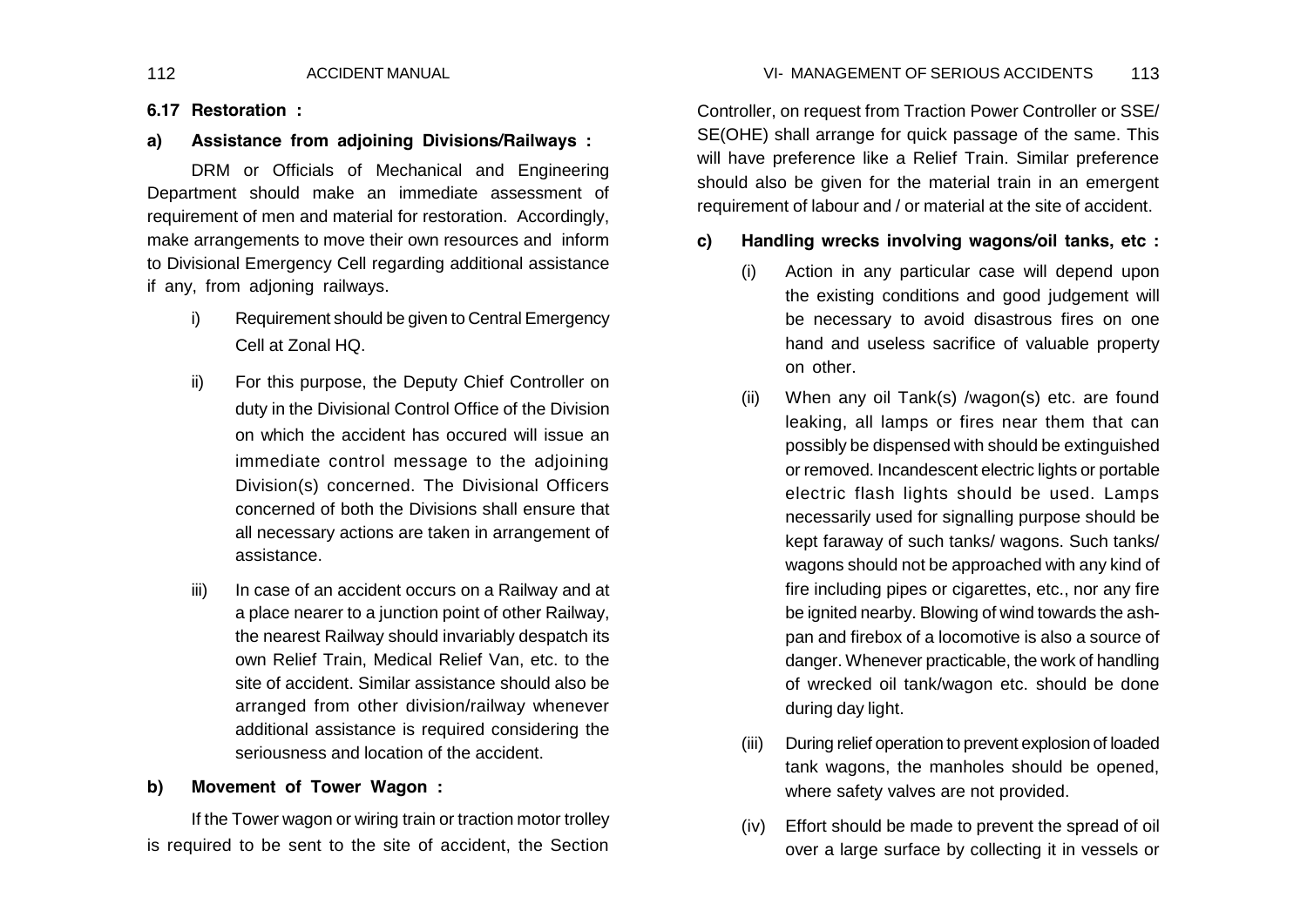### 6.17 Restoration :

**a) Assistance from adjoining Divisions/Railways :**

DRM or Officials of Mechanical and Engineering Department should make an immediate assessment of requirement of men and material for restoration. Accordingly, make arrangements to move their own resources and inform to Divisional Emergency Cell regarding additional assistance if any, from adjoning railways.

i) Requirement should be given to Central Emergency Cell at Zonal HQ.

ii) For this purpose, the Deputy Chief Controller on duty in the Divisional Control Office of the Division on which the accident has occured will issue an immediate control message to the adjoining Division(s) concerned. The Divisional Officers concerned of both the Divisions shall ensure that all necessary actions are taken in arrangement of assistance.

iii) In case of an accident occurs on a Railway and at a place nearer to a junction point of other Railway, the nearest Railway should invariably despatch its own Relief Train, Medical Relief Van, etc. to the site of accident. Similar assistance should also be arranged from other division/railway whenever additional assistance is required considering the seriousness and location of the accident.

**b) Movement of Tower Wagon :**

If the Tower wagon or wiring train or traction motor trolley is required to be sent to the site of accident, the Section Controller, on request from Traction Power Controller or SSE/ SE(OHE) shall arrange for quick passage of the same. This will have preference like a Relief Train. Similar preference should also be given for the material train in an emergent requirement of labour and / or material at the site of accident.

**c) Handling wrecks involving wagons/oil tanks, etc :**

(i) Action in any particular case will depend upon the existing conditions and good judgement will be necessary to avoid disastrous fires on one hand and useless sacrifice of valuable property on other.

(ii) When any oil Tank(s) /wagon(s) etc. are found leaking, all lamps or fires near them that can possibly be dispensed with should be extinguished or removed. Incandescent electric lights or portable electric flash lights should be used. Lamps necessarily used for signalling purpose should be kept faraway of such tanks/ wagons. Such tanks/ wagons should not be approached with any kind of fire including pipes or cigarettes, etc., nor any fire be ignited nearby. Blowing of wind towards the ash-pan and firebox of a locomotive is also a source of danger. Whenever practicable, the work of handling of wrecked oil tank/wagon etc. should be done during day light.

(iii) During relief operation to prevent explosion of loaded tank wagons, the manholes should be opened, where safety valves are not provided.

(iv) Effort should be made to prevent the spread of oil over a large surface by collecting it in vessels or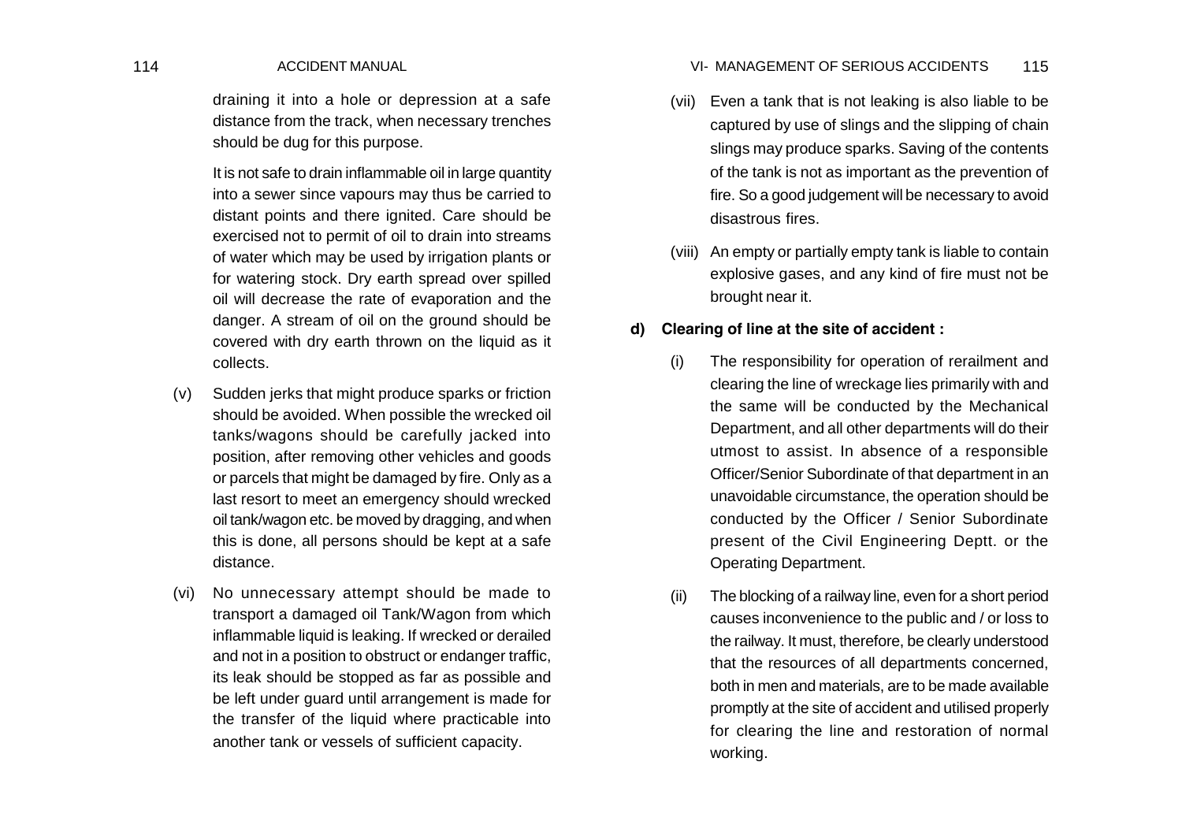draining it into a hole or depression at a safe distance from the track, when necessary trenches should be dug for this purpose.

It is not safe to drain inflammable oil in large quantity into a sewer since vapours may thus be carried to distant points and there ignited. Care should be exercised not to permit of oil to drain into streams of water which may be used by irrigation plants or for watering stock. Dry earth spread over spilled oil will decrease the rate of evaporation and the danger. A stream of oil on the ground should be covered with dry earth thrown on the liquid as it collects.

(v) Sudden jerks that might produce sparks or friction should be avoided. When possible the wrecked oil tanks/wagons should be carefully jacked into position, after removing other vehicles and goods or parcels that might be damaged by fire. Only as a last resort to meet an emergency should wrecked oil tank/wagon etc. be moved by dragging, and when this is done, all persons should be kept at a safe distance.

(vi) No unnecessary attempt should be made to transport a damaged oil Tank/Wagon from which inflammable liquid is leaking. If wrecked or derailed and not in a position to obstruct or endanger traffic, its leak should be stopped as far as possible and be left under guard until arrangement is made for the transfer of the liquid where practicable into another tank or vessels of sufficient capacity.

(vii) Even a tank that is not leaking is also liable to be captured by use of slings and the slipping of chain slings may produce sparks. Saving of the contents of the tank is not as important as the prevention of fire. So a good judgement will be necessary to avoid disastrous fires.

(viii) An empty or partially empty tank is liable to contain explosive gases, and any kind of fire must not be brought near it.

**d) Clearing of line at the site of accident :**

(i) The responsibility for operation of rerailment and clearing the line of wreckage lies primarily with and the same will be conducted by the Mechanical Department, and all other departments will do their utmost to assist. In absence of a responsible Officer/Senior Subordinate of that department in an unavoidable circumstance, the operation should be conducted by the Officer / Senior Subordinate present of the Civil Engineering Deptt. or the Operating Department.

(ii) The blocking of a railway line, even for a short period causes inconvenience to the public and / or loss to the railway. It must, therefore, be clearly understood that the resources of all departments concerned, both in men and materials, are to be made available promptly at the site of accident and utilised properly for clearing the line and restoration of normal working.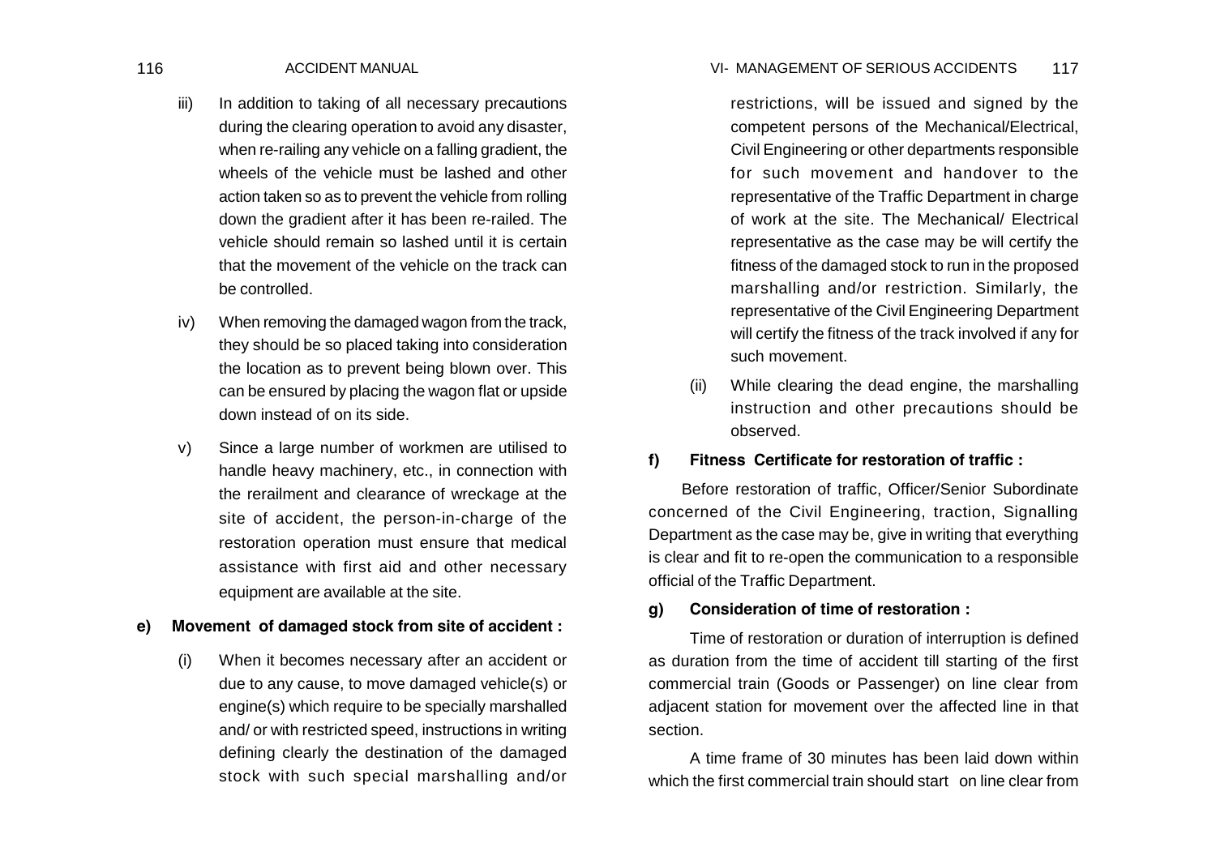iii) In addition to taking of all necessary precautions during the clearing operation to avoid any disaster, when re-railing any vehicle on a falling gradient, the wheels of the vehicle must be lashed and other action taken so as to prevent the vehicle from rolling down the gradient after it has been re-railed. The vehicle should remain so lashed until it is certain that the movement of the vehicle on the track can be controlled.

iv) When removing the damaged wagon from the track, they should be so placed taking into consideration the location as to prevent being blown over. This can be ensured by placing the wagon flat or upside down instead of on its side.

v) Since a large number of workmen are utilised to handle heavy machinery, etc., in connection with the rerailment and clearance of wreckage at the site of accident, the person-in-charge of the restoration operation must ensure that medical assistance with first aid and other necessary equipment are available at the site.

**e) Movement of damaged stock from site of accident :**

(i) When it becomes necessary after an accident or due to any cause, to move damaged vehicle(s) or engine(s) which require to be specially marshalled and/ or with restricted speed, instructions in writing defining clearly the destination of the damaged stock with such special marshalling and/or restrictions, will be issued and signed by the competent persons of the Mechanical/Electrical, Civil Engineering or other departments responsible for such movement and handover to the representative of the Traffic Department in charge of work at the site. The Mechanical/ Electrical representative as the case may be will certify the fitness of the damaged stock to run in the proposed marshalling and/or restriction. Similarly, the representative of the Civil Engineering Department will certify the fitness of the track involved if any for such movement.

(ii) While clearing the dead engine, the marshalling instruction and other precautions should be observed.

**f) Fitness Certificate for restoration of traffic :**

Before restoration of traffic, Officer/Senior Subordinate concerned of the Civil Engineering, traction, Signalling Department as the case may be, give in writing that everything is clear and fit to re-open the communication to a responsible official of the Traffic Department.

**g) Consideration of time of restoration :**

Time of restoration or duration of interruption is defined as duration from the time of accident till starting of the first commercial train (Goods or Passenger) on line clear from adjacent station for movement over the affected line in that section.

A time frame of 30 minutes has been laid down within which the first commercial train should start on line clear from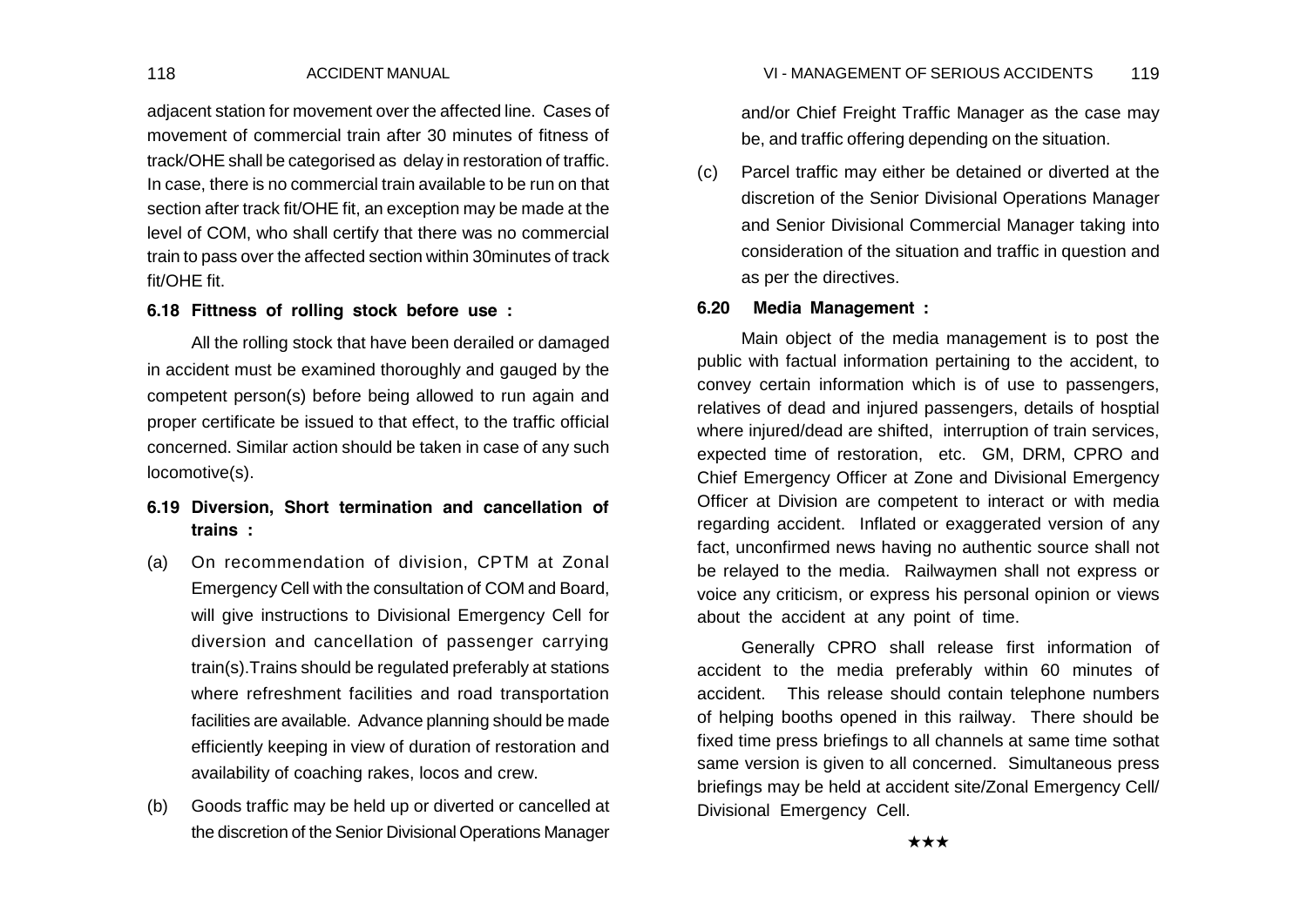adjacent station for movement over the affected line. Cases of movement of commercial train after 30 minutes of fitness of track/OHE shall be categorised as delay in restoration of traffic. In case, there is no commercial train available to be run on that section after track fit/OHE fit, an exception may be made at the level of COM, who shall certify that there was no commercial train to pass over the affected section within 30minutes of track fit/OHE fit.

### 6.18 Fittness of rolling stock before use :

All the rolling stock that have been derailed or damaged in accident must be examined thoroughly and gauged by the competent person(s) before being allowed to run again and proper certificate be issued to that effect, to the traffic official concerned. Similar action should be taken in case of any such locomotive(s).

### 6.19 Diversion, Short termination and cancellation of trains :

(a) On recommendation of division, CPTM at Zonal Emergency Cell with the consultation of COM and Board, will give instructions to Divisional Emergency Cell for diversion and cancellation of passenger carrying train(s).Trains should be regulated preferably at stations where refreshment facilities and road transportation facilities are available. Advance planning should be made efficiently keeping in view of duration of restoration and availability of coaching rakes, locos and crew.

(b) Goods traffic may be held up or diverted or cancelled at the discretion of the Senior Divisional Operations Manager and/or Chief Freight Traffic Manager as the case may be, and traffic offering depending on the situation.

(c) Parcel traffic may either be detained or diverted at the discretion of the Senior Divisional Operations Manager and Senior Divisional Commercial Manager taking into consideration of the situation and traffic in question and as per the directives.

### 6.20 Media Management :

Main object of the media management is to post the public with factual information pertaining to the accident, to convey certain information which is of use to passengers, relatives of dead and injured passengers, details of hosptial where injured/dead are shifted, interruption of train services, expected time of restoration, etc. GM, DRM, CPRO and Chief Emergency Officer at Zone and Divisional Emergency Officer at Division are competent to interact or with media regarding accident. Inflated or exaggerated version of any fact, unconfirmed news having no authentic source shall not be relayed to the media. Railwaymen shall not express or voice any criticism, or express his personal opinion or views about the accident at any point of time.

Generally CPRO shall release first information of accident to the media preferably within 60 minutes of accident. This release should contain telephone numbers of helping booths opened in this railway. There should be fixed time press briefings to all channels at same time sothat same version is given to all concerned. Simultaneous press briefings may be held at accident site/Zonal Emergency Cell/ Divisional Emergency Cell.

★★★